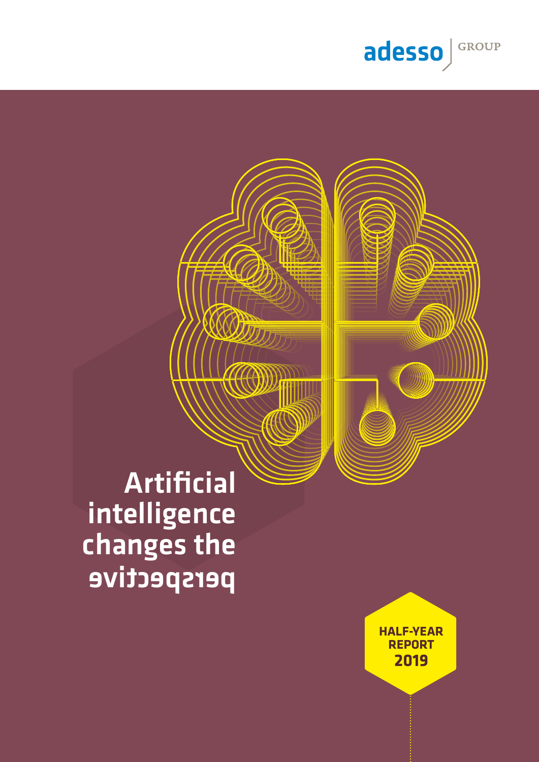adesso GROUP

# Artificial intelligence changes the perspective

HALF-YEAR REPORT 2019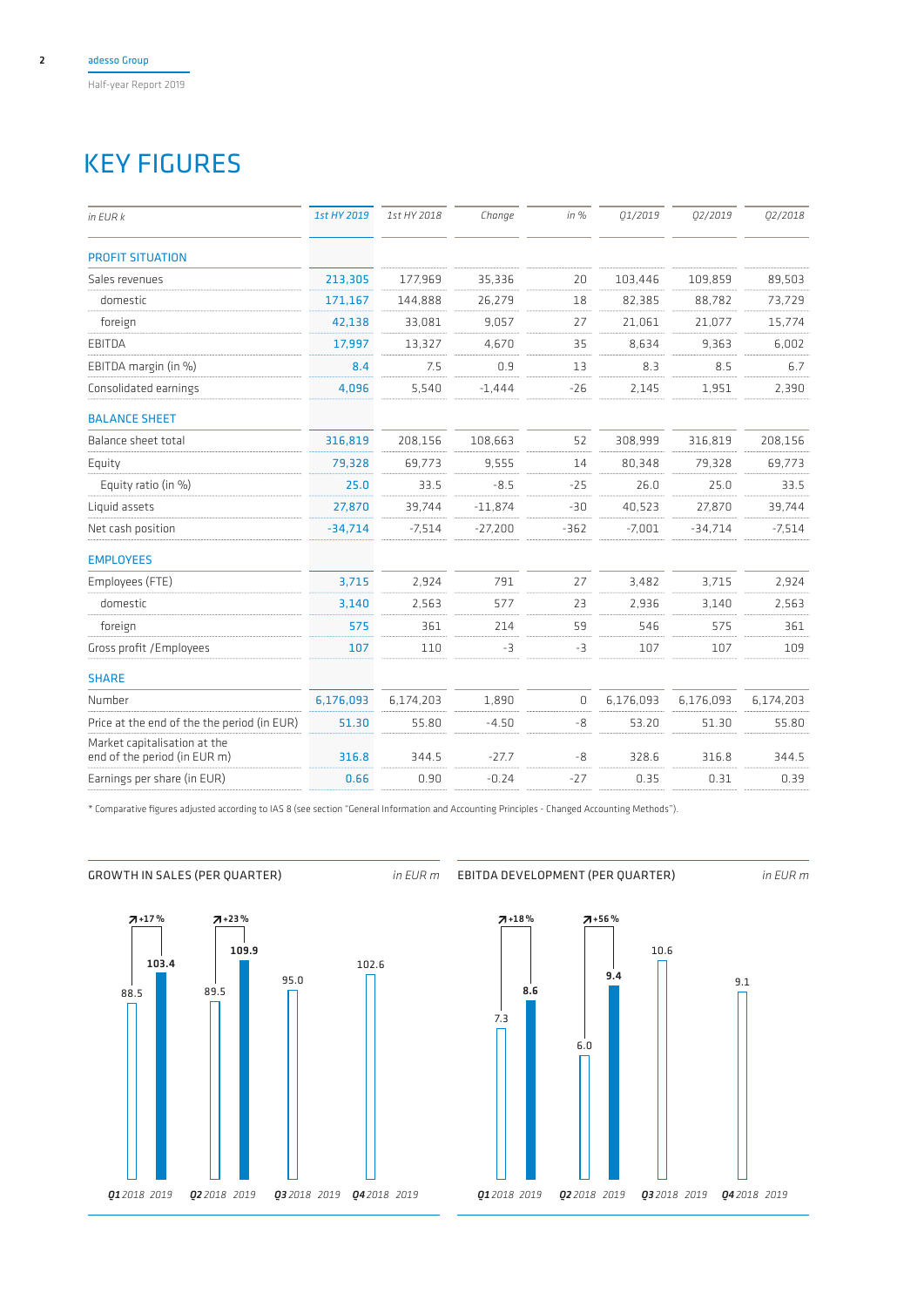# KEY FIGURES

| in EUR k | 1st HY 2019 | 1st HY 2018 | Change | in % | Q1/2019 | Q2/2019 | Q2/2018 |
|---|---|---|---|---|---|---|---|
| **PROFIT SITUATION** | | | | | | | |
| Sales revenues | 213,305 | 177,969 | 35,336 | 20 | 103,446 | 109,859 | 89,503 |
| domestic | 171,167 | 144,888 | 26,279 | 18 | 82,385 | 88,782 | 73,729 |
| foreign | 42,138 | 33,081 | 9,057 | 27 | 21,061 | 21,077 | 15,774 |
| EBITDA | 17,997 | 13,327 | 4,670 | 35 | 8,634 | 9,363 | 6,002 |
| EBITDA margin (in %) | 8.4 | 7.5 | 0.9 | 13 | 8.3 | 8.5 | 6.7 |
| Consolidated earnings | 4,096 | 5,540 | -1,444 | -26 | 2,145 | 1,951 | 2,390 |
| **BALANCE SHEET** | | | | | | | |
| Balance sheet total | 316,819 | 208,156 | 108,663 | 52 | 308,999 | 316,819 | 208,156 |
| Equity | 79,328 | 69,773 | 9,555 | 14 | 80,348 | 79,328 | 69,773 |
| Equity ratio (in %) | 25.0 | 33.5 | -8.5 | -25 | 26.0 | 25.0 | 33.5 |
| Liquid assets | 27,870 | 39,744 | -11,874 | -30 | 40,523 | 27,870 | 39,744 |
| Net cash position | -34,714 | -7,514 | -27,200 | -362 | -7,001 | -34,714 | -7,514 |
| **EMPLOYEES** | | | | | | | |
| Employees (FTE) | 3,715 | 2,924 | 791 | 27 | 3,482 | 3,715 | 2,924 |
| domestic | 3,140 | 2,563 | 577 | 23 | 2,936 | 3,140 | 2,563 |
| foreign | 575 | 361 | 214 | 59 | 546 | 575 | 361 |
| Gross profit /Employees | 107 | 110 | -3 | -3 | 107 | 107 | 109 |
| **SHARE** | | | | | | | |
| Number | 6,176,093 | 6,174,203 | 1,890 | 0 | 6,176,093 | 6,176,093 | 6,174,203 |
| Price at the end of the the period (in EUR) | 51.30 | 55.80 | -4.50 | -8 | 53.20 | 51.30 | 55.80 |
| Market capitalisation at the end of the period (in EUR m) | 316.8 | 344.5 | -27.7 | -8 | 328.6 | 316.8 | 344.5 |
| Earnings per share (in EUR) | 0.66 | 0.90 | -0.24 | -27 | 0.35 | 0.31 | 0.39 |

* Comparative figures adjusted according to IAS 8 (see section "General Information and Accounting Principles - Changed Accounting Methods").

**GROWTH IN SALES (PER QUARTER)** *in EUR m*

| Quarter | 2018 | 2019 | Change |
|---|---|---|---|
| Q1 | 88.5 | 103.4 | +17 % |
| Q2 | 89.5 | 109.9 | +23 % |
| Q3 | 95.0 | | |
| Q4 | 102.6 | | |

**EBITDA DEVELOPMENT (PER QUARTER)** *in EUR m*

| Quarter | 2018 | 2019 | Change |
|---|---|---|---|
| Q1 | 7.3 | 8.6 | +18 % |
| Q2 | 6.0 | 9.4 | +56 % |
| Q3 | 10.6 | | |
| Q4 | 9.1 | | |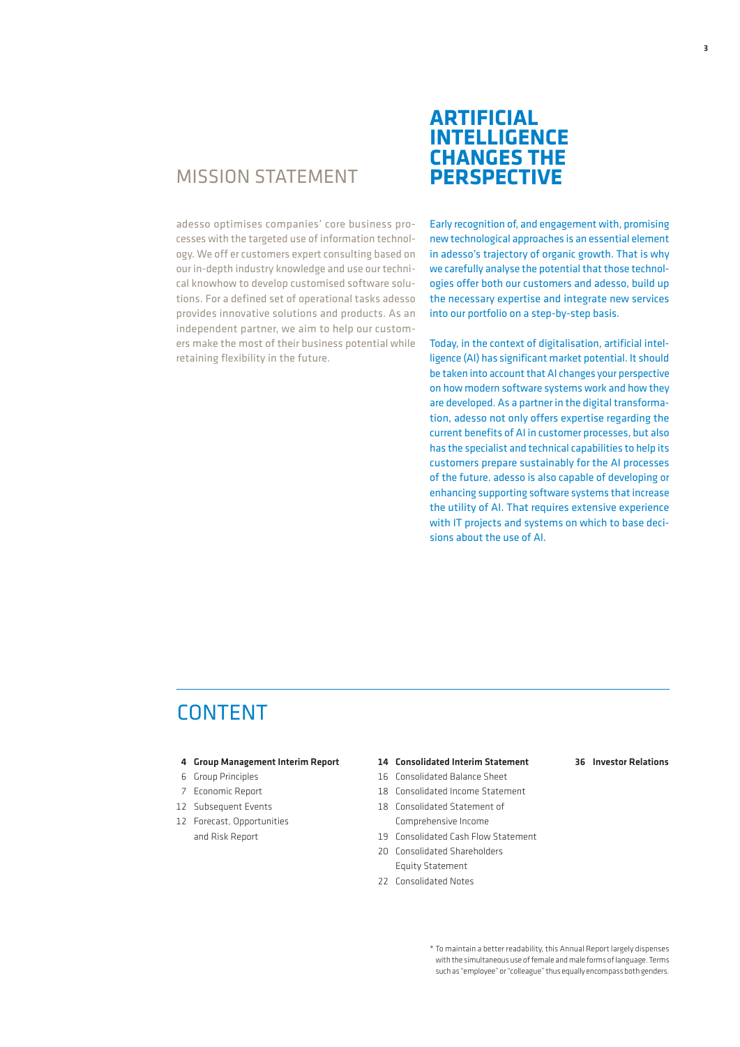## MISSION STATEMENT

adesso optimises companies' core business processes with the targeted use of information technology. We off er customers expert consulting based on our in-depth industry knowledge and use our technical knowhow to develop customised software solutions. For a defined set of operational tasks adesso provides innovative solutions and products. As an independent partner, we aim to help our customers make the most of their business potential while retaining flexibility in the future.

## ARTIFICIAL INTELLIGENCE CHANGES THE PERSPECTIVE

Early recognition of, and engagement with, promising new technological approaches is an essential element in adesso's trajectory of organic growth. That is why we carefully analyse the potential that those technologies offer both our customers and adesso, build up the necessary expertise and integrate new services into our portfolio on a step-by-step basis.

Today, in the context of digitalisation, artificial intelligence (AI) has significant market potential. It should be taken into account that AI changes your perspective on how modern software systems work and how they are developed. As a partner in the digital transformation, adesso not only offers expertise regarding the current benefits of AI in customer processes, but also has the specialist and technical capabilities to help its customers prepare sustainably for the AI processes of the future. adesso is also capable of developing or enhancing supporting software systems that increase the utility of AI. That requires extensive experience with IT projects and systems on which to base decisions about the use of AI.

## CONTENT

**4 Group Management Interim Report**
- 6 Group Principles
- 7 Economic Report
- 12 Subsequent Events
- 12 Forecast, Opportunities and Risk Report

**14 Consolidated Interim Statement**
- 16 Consolidated Balance Sheet
- 18 Consolidated Income Statement
- 18 Consolidated Statement of Comprehensive Income
- 19 Consolidated Cash Flow Statement
- 20 Consolidated Shareholders Equity Statement
- 22 Consolidated Notes

**36 Investor Relations**

\* To maintain a better readability, this Annual Report largely dispenses with the simultaneous use of female and male forms of language. Terms such as "employee" or "colleague" thus equally encompass both genders.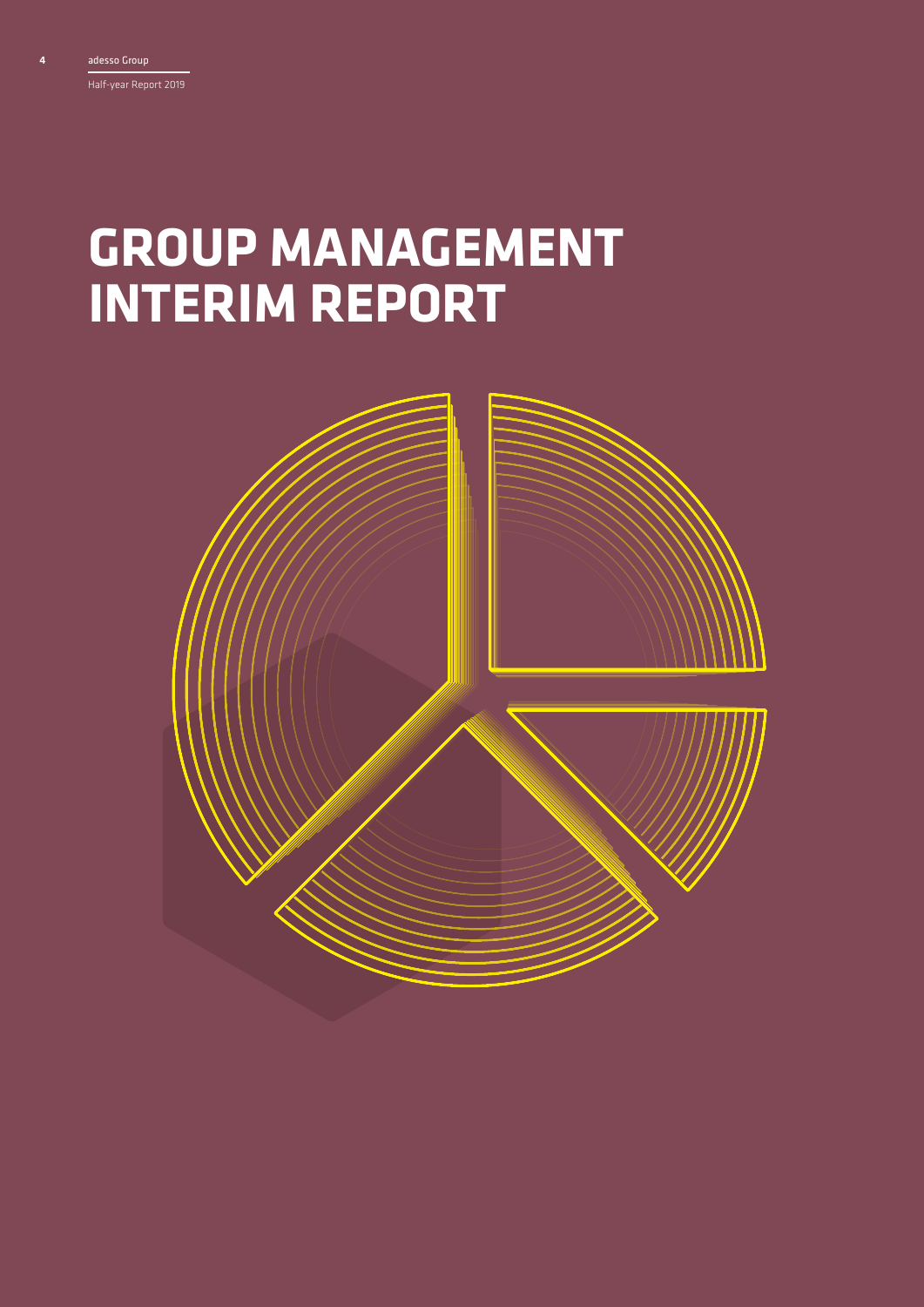# GROUP MANAGEMENT INTERIM REPORT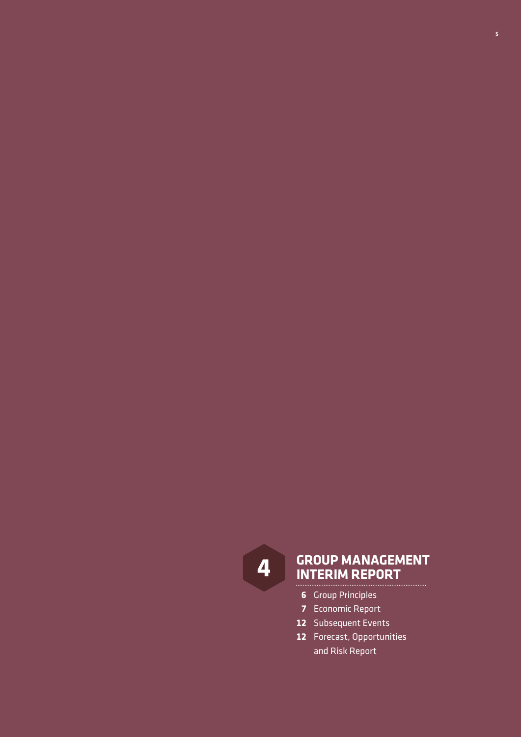# 4 GROUP MANAGEMENT INTERIM REPORT

- **6** Group Principles
- **7** Economic Report
- **12** Subsequent Events
- **12** Forecast, Opportunities and Risk Report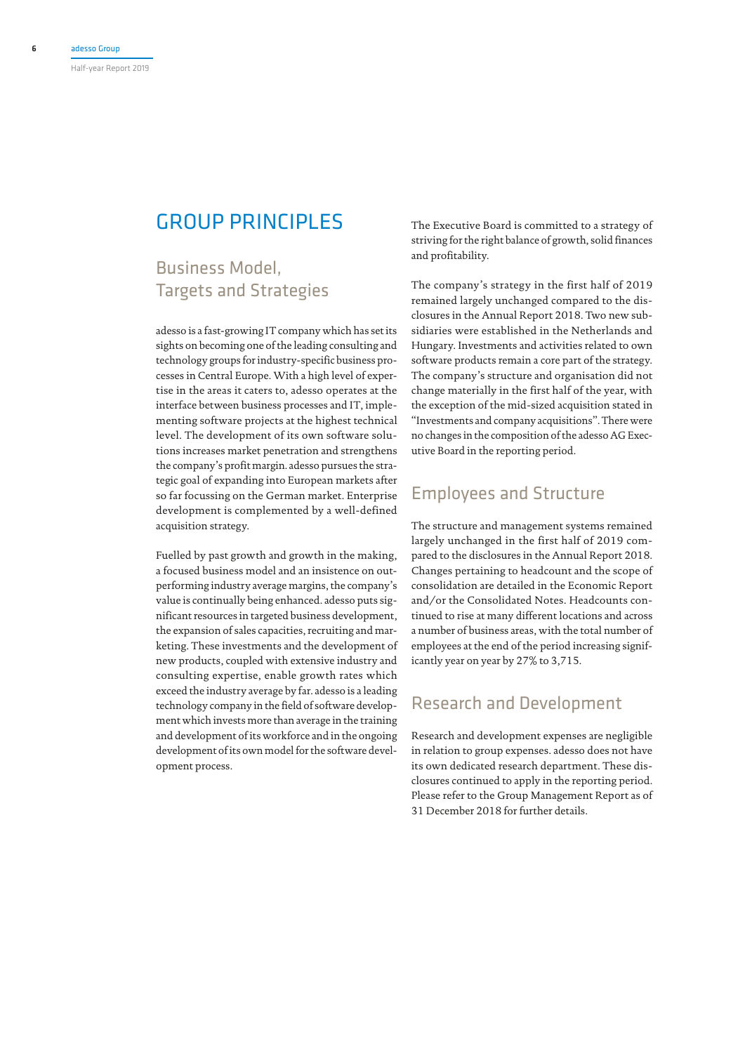# GROUP PRINCIPLES

## Business Model, Targets and Strategies

adesso is a fast-growing IT company which has set its sights on becoming one of the leading consulting and technology groups for industry-specific business processes in Central Europe. With a high level of expertise in the areas it caters to, adesso operates at the interface between business processes and IT, implementing software projects at the highest technical level. The development of its own software solutions increases market penetration and strengthens the company's profit margin. adesso pursues the strategic goal of expanding into European markets after so far focussing on the German market. Enterprise development is complemented by a well-defined acquisition strategy.

Fuelled by past growth and growth in the making, a focused business model and an insistence on outperforming industry average margins, the company's value is continually being enhanced. adesso puts significant resources in targeted business development, the expansion of sales capacities, recruiting and marketing. These investments and the development of new products, coupled with extensive industry and consulting expertise, enable growth rates which exceed the industry average by far. adesso is a leading technology company in the field of software development which invests more than average in the training and development of its workforce and in the ongoing development of its own model for the software development process.

The Executive Board is committed to a strategy of striving for the right balance of growth, solid finances and profitability.

The company's strategy in the first half of 2019 remained largely unchanged compared to the disclosures in the Annual Report 2018. Two new subsidiaries were established in the Netherlands and Hungary. Investments and activities related to own software products remain a core part of the strategy. The company's structure and organisation did not change materially in the first half of the year, with the exception of the mid-sized acquisition stated in "Investments and company acquisitions". There were no changes in the composition of the adesso AG Executive Board in the reporting period.

## Employees and Structure

The structure and management systems remained largely unchanged in the first half of 2019 compared to the disclosures in the Annual Report 2018. Changes pertaining to headcount and the scope of consolidation are detailed in the Economic Report and/or the Consolidated Notes. Headcounts continued to rise at many different locations and across a number of business areas, with the total number of employees at the end of the period increasing significantly year on year by 27% to 3,715.

## Research and Development

Research and development expenses are negligible in relation to group expenses. adesso does not have its own dedicated research department. These disclosures continued to apply in the reporting period. Please refer to the Group Management Report as of 31 December 2018 for further details.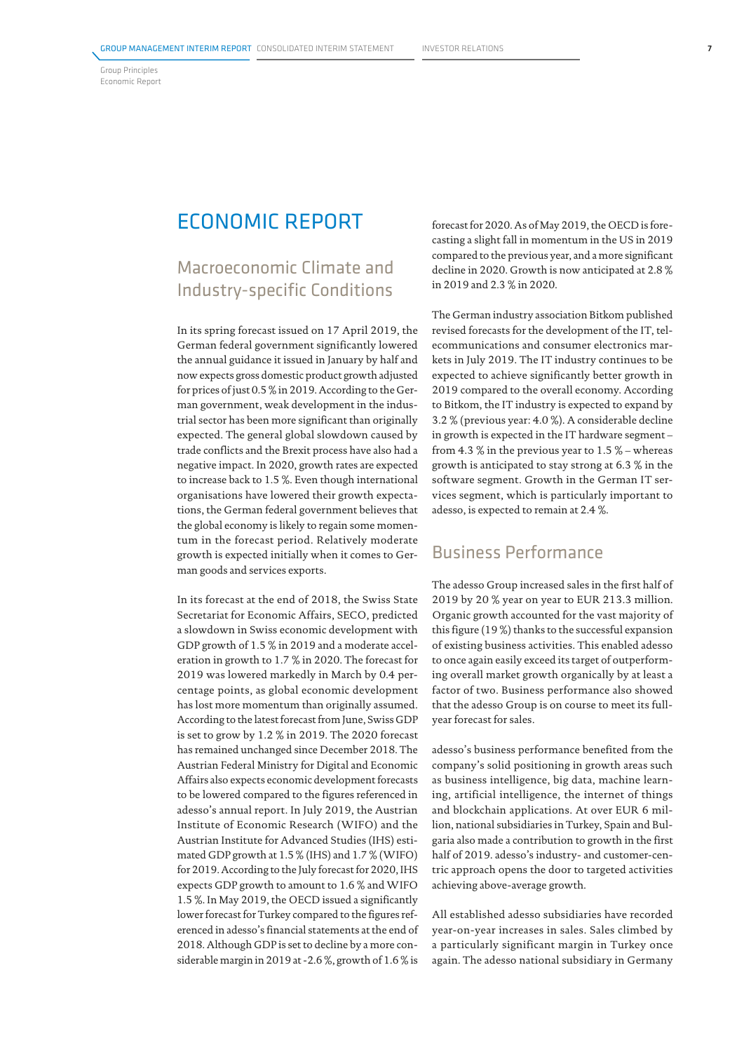# ECONOMIC REPORT

## Macroeconomic Climate and Industry-specific Conditions

In its spring forecast issued on 17 April 2019, the German federal government significantly lowered the annual guidance it issued in January by half and now expects gross domestic product growth adjusted for prices of just 0.5 % in 2019. According to the German government, weak development in the industrial sector has been more significant than originally expected. The general global slowdown caused by trade conflicts and the Brexit process have also had a negative impact. In 2020, growth rates are expected to increase back to 1.5 %. Even though international organisations have lowered their growth expectations, the German federal government believes that the global economy is likely to regain some momentum in the forecast period. Relatively moderate growth is expected initially when it comes to German goods and services exports.

In its forecast at the end of 2018, the Swiss State Secretariat for Economic Affairs, SECO, predicted a slowdown in Swiss economic development with GDP growth of 1.5 % in 2019 and a moderate acceleration in growth to 1.7 % in 2020. The forecast for 2019 was lowered markedly in March by 0.4 percentage points, as global economic development has lost more momentum than originally assumed. According to the latest forecast from June, Swiss GDP is set to grow by 1.2 % in 2019. The 2020 forecast has remained unchanged since December 2018. The Austrian Federal Ministry for Digital and Economic Affairs also expects economic development forecasts to be lowered compared to the figures referenced in adesso's annual report. In July 2019, the Austrian Institute of Economic Research (WIFO) and the Austrian Institute for Advanced Studies (IHS) estimated GDP growth at 1.5 % (IHS) and 1.7 % (WIFO) for 2019. According to the July forecast for 2020, IHS expects GDP growth to amount to 1.6 % and WIFO 1.5 %. In May 2019, the OECD issued a significantly lower forecast for Turkey compared to the figures referenced in adesso's financial statements at the end of 2018. Although GDP is set to decline by a more considerable margin in 2019 at -2.6 %, growth of 1.6 % is forecast for 2020. As of May 2019, the OECD is forecasting a slight fall in momentum in the US in 2019 compared to the previous year, and a more significant decline in 2020. Growth is now anticipated at 2.8 % in 2019 and 2.3 % in 2020.

The German industry association Bitkom published revised forecasts for the development of the IT, telecommunications and consumer electronics markets in July 2019. The IT industry continues to be expected to achieve significantly better growth in 2019 compared to the overall economy. According to Bitkom, the IT industry is expected to expand by 3.2 % (previous year: 4.0 %). A considerable decline in growth is expected in the IT hardware segment – from 4.3 % in the previous year to 1.5 % – whereas growth is anticipated to stay strong at 6.3 % in the software segment. Growth in the German IT services segment, which is particularly important to adesso, is expected to remain at 2.4 %.

## Business Performance

The adesso Group increased sales in the first half of 2019 by 20 % year on year to EUR 213.3 million. Organic growth accounted for the vast majority of this figure (19 %) thanks to the successful expansion of existing business activities. This enabled adesso to once again easily exceed its target of outperforming overall market growth organically by at least a factor of two. Business performance also showed that the adesso Group is on course to meet its full-year forecast for sales.

adesso's business performance benefited from the company's solid positioning in growth areas such as business intelligence, big data, machine learning, artificial intelligence, the internet of things and blockchain applications. At over EUR 6 million, national subsidiaries in Turkey, Spain and Bulgaria also made a contribution to growth in the first half of 2019. adesso's industry- and customer-centric approach opens the door to targeted activities achieving above-average growth.

All established adesso subsidiaries have recorded year-on-year increases in sales. Sales climbed by a particularly significant margin in Turkey once again. The adesso national subsidiary in Germany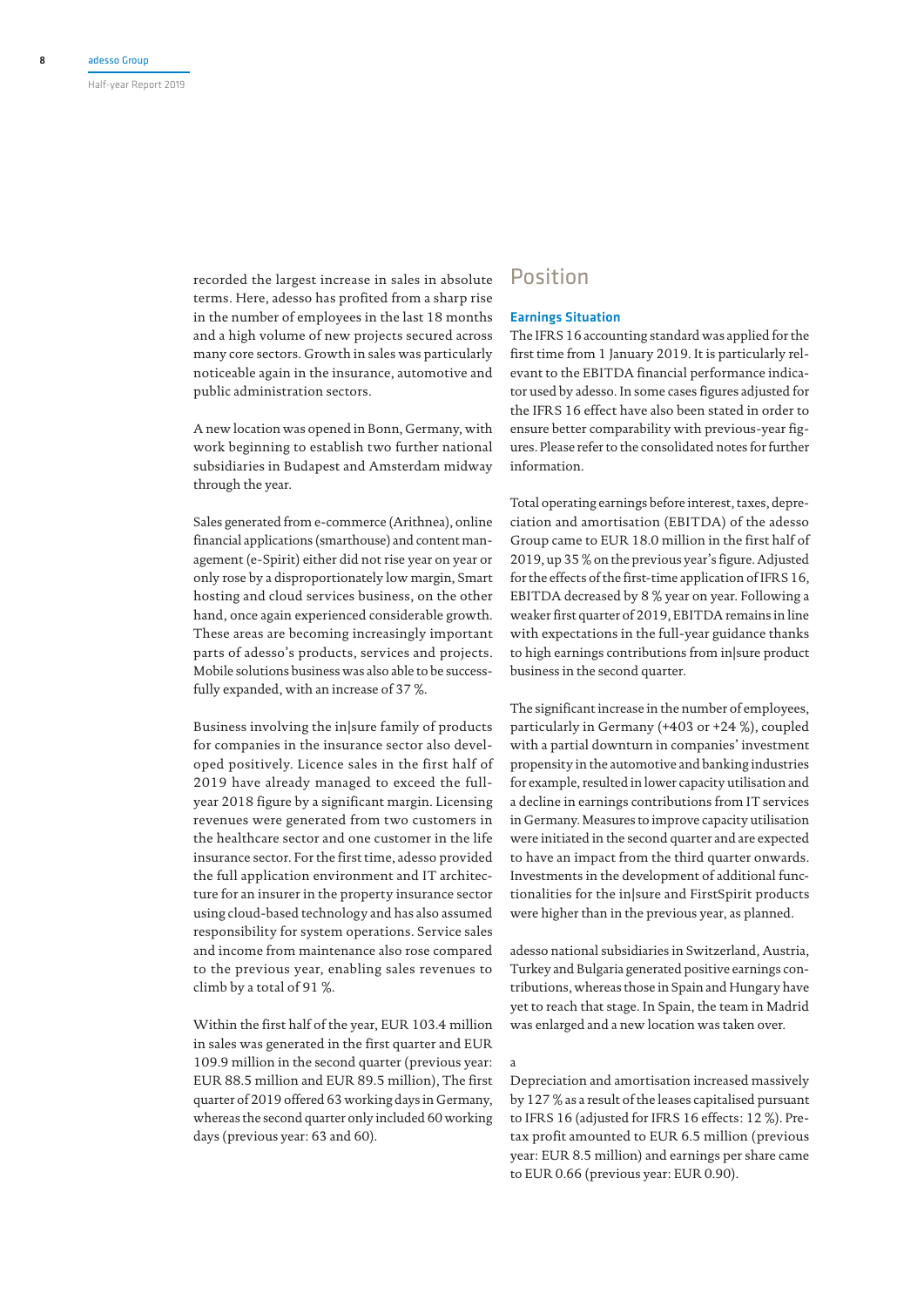recorded the largest increase in sales in absolute terms. Here, adesso has profited from a sharp rise in the number of employees in the last 18 months and a high volume of new projects secured across many core sectors. Growth in sales was particularly noticeable again in the insurance, automotive and public administration sectors.

A new location was opened in Bonn, Germany, with work beginning to establish two further national subsidiaries in Budapest and Amsterdam midway through the year.

Sales generated from e-commerce (Arithnea), online financial applications (smarthouse) and content management (e-Spirit) either did not rise year on year or only rose by a disproportionately low margin, Smart hosting and cloud services business, on the other hand, once again experienced considerable growth. These areas are becoming increasingly important parts of adesso's products, services and projects. Mobile solutions business was also able to be successfully expanded, with an increase of 37 %.

Business involving the in|sure family of products for companies in the insurance sector also developed positively. Licence sales in the first half of 2019 have already managed to exceed the full-year 2018 figure by a significant margin. Licensing revenues were generated from two customers in the healthcare sector and one customer in the life insurance sector. For the first time, adesso provided the full application environment and IT architecture for an insurer in the property insurance sector using cloud-based technology and has also assumed responsibility for system operations. Service sales and income from maintenance also rose compared to the previous year, enabling sales revenues to climb by a total of 91 %.

Within the first half of the year, EUR 103.4 million in sales was generated in the first quarter and EUR 109.9 million in the second quarter (previous year: EUR 88.5 million and EUR 89.5 million), The first quarter of 2019 offered 63 working days in Germany, whereas the second quarter only included 60 working days (previous year: 63 and 60).

# Position

## Earnings Situation

The IFRS 16 accounting standard was applied for the first time from 1 January 2019. It is particularly relevant to the EBITDA financial performance indicator used by adesso. In some cases figures adjusted for the IFRS 16 effect have also been stated in order to ensure better comparability with previous-year figures. Please refer to the consolidated notes for further information.

Total operating earnings before interest, taxes, depreciation and amortisation (EBITDA) of the adesso Group came to EUR 18.0 million in the first half of 2019, up 35 % on the previous year's figure. Adjusted for the effects of the first-time application of IFRS 16, EBITDA decreased by 8 % year on year. Following a weaker first quarter of 2019, EBITDA remains in line with expectations in the full-year guidance thanks to high earnings contributions from in|sure product business in the second quarter.

The significant increase in the number of employees, particularly in Germany (+403 or +24 %), coupled with a partial downturn in companies' investment propensity in the automotive and banking industries for example, resulted in lower capacity utilisation and a decline in earnings contributions from IT services in Germany. Measures to improve capacity utilisation were initiated in the second quarter and are expected to have an impact from the third quarter onwards. Investments in the development of additional functionalities for the in|sure and FirstSpirit products were higher than in the previous year, as planned.

adesso national subsidiaries in Switzerland, Austria, Turkey and Bulgaria generated positive earnings contributions, whereas those in Spain and Hungary have yet to reach that stage. In Spain, the team in Madrid was enlarged and a new location was taken over.

a

Depreciation and amortisation increased massively by 127 % as a result of the leases capitalised pursuant to IFRS 16 (adjusted for IFRS 16 effects: 12 %). Pre-tax profit amounted to EUR 6.5 million (previous year: EUR 8.5 million) and earnings per share came to EUR 0.66 (previous year: EUR 0.90).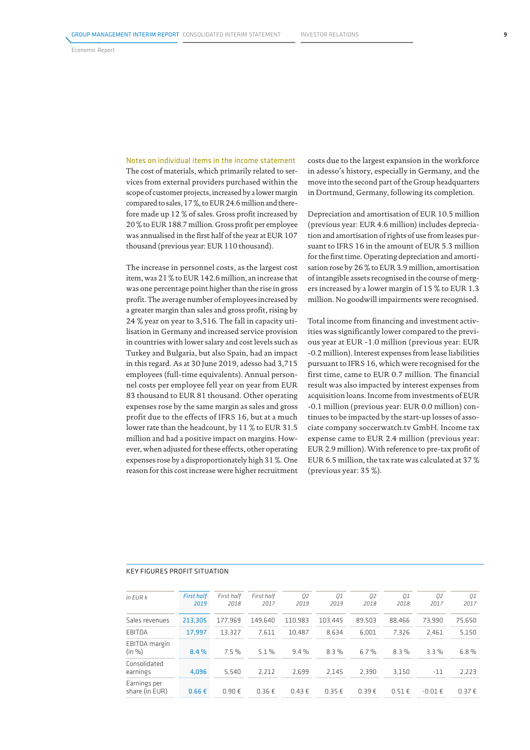### Notes on individual items in the income statement

The cost of materials, which primarily related to services from external providers purchased within the scope of customer projects, increased by a lower margin compared to sales, 17 %, to EUR 24.6 million and therefore made up 12 % of sales. Gross profit increased by 20 % to EUR 188.7 million. Gross profit per employee was annualised in the first half of the year at EUR 107 thousand (previous year: EUR 110 thousand).

The increase in personnel costs, as the largest cost item, was 21 % to EUR 142.6 million, an increase that was one percentage point higher than the rise in gross profit. The average number of employees increased by a greater margin than sales and gross profit, rising by 24 % year on year to 3,516. The fall in capacity utilisation in Germany and increased service provision in countries with lower salary and cost levels such as Turkey and Bulgaria, but also Spain, had an impact in this regard. As at 30 June 2019, adesso had 3,715 employees (full-time equivalents). Annual personnel costs per employee fell year on year from EUR 83 thousand to EUR 81 thousand. Other operating expenses rose by the same margin as sales and gross profit due to the effects of IFRS 16, but at a much lower rate than the headcount, by 11 % to EUR 31.5 million and had a positive impact on margins. However, when adjusted for these effects, other operating expenses rose by a disproportionately high 31 %. One reason for this cost increase were higher recruitment costs due to the largest expansion in the workforce in adesso's history, especially in Germany, and the move into the second part of the Group headquarters in Dortmund, Germany, following its completion.

Depreciation and amortisation of EUR 10.5 million (previous year: EUR 4.6 million) includes depreciation and amortisation of rights of use from leases pursuant to IFRS 16 in the amount of EUR 5.3 million for the first time. Operating depreciation and amortisation rose by 26 % to EUR 3.9 million, amortisation of intangible assets recognised in the course of mergers increased by a lower margin of 15 % to EUR 1.3 million. No goodwill impairments were recognised.

Total income from financing and investment activities was significantly lower compared to the previous year at EUR -1.0 million (previous year: EUR -0.2 million). Interest expenses from lease liabilities pursuant to IFRS 16, which were recognised for the first time, came to EUR 0.7 million. The financial result was also impacted by interest expenses from acquisition loans. Income from investments of EUR -0.1 million (previous year: EUR 0.0 million) continues to be impacted by the start-up losses of associate company soccerwatch.tv GmbH. Income tax expense came to EUR 2.4 million (previous year: EUR 2.9 million). With reference to pre-tax profit of EUR 6.5 million, the tax rate was calculated at 37 % (previous year: 35 %).

KEY FIGURES PROFIT SITUATION

| in EUR k | First half 2019 | First half 2018 | First half 2017 | Q2 2019 | Q1 2019 | Q2 2018 | Q1 2018 | Q2 2017 | Q1 2017 |
|---|---|---|---|---|---|---|---|---|---|
| Sales revenues | 213,305 | 177,969 | 149,640 | 110,983 | 103,445 | 89,503 | 88,466 | 73,990 | 75,650 |
| EBITDA | 17,997 | 13,327 | 7,611 | 10,487 | 8,634 | 6,001 | 7,326 | 2,461 | 5,150 |
| EBITDA margin (in %) | 8.4 % | 7.5 % | 5.1 % | 9.4 % | 8.3 % | 6.7 % | 8.3 % | 3.3 % | 6.8 % |
| Consolidated earnings | 4,096 | 5,540 | 2,212 | 2,699 | 2,145 | 2,390 | 3,150 | -11 | 2,223 |
| Earnings per share (in EUR) | 0.66 € | 0.90 € | 0.36 € | 0.43 € | 0.35 € | 0.39 € | 0.51 € | -0.01 € | 0.37 € |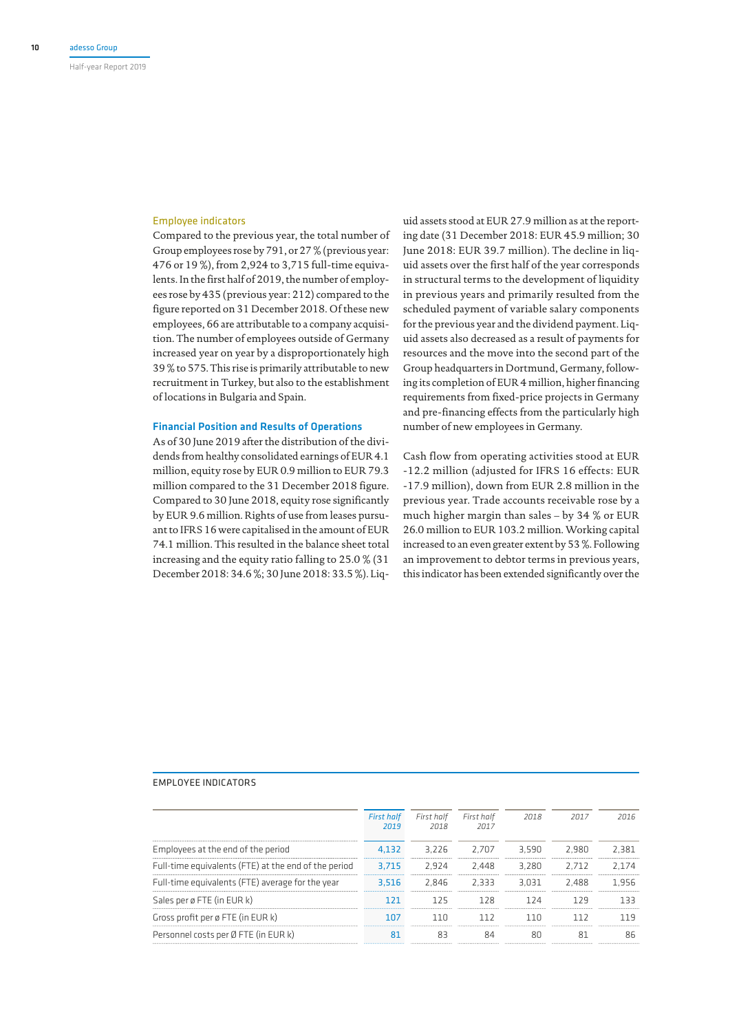### Employee indicators

Compared to the previous year, the total number of Group employees rose by 791, or 27 % (previous year: 476 or 19 %), from 2,924 to 3,715 full-time equivalents. In the first half of 2019, the number of employees rose by 435 (previous year: 212) compared to the figure reported on 31 December 2018. Of these new employees, 66 are attributable to a company acquisition. The number of employees outside of Germany increased year on year by a disproportionately high 39 % to 575. This rise is primarily attributable to new recruitment in Turkey, but also to the establishment of locations in Bulgaria and Spain.

## Financial Position and Results of Operations

As of 30 June 2019 after the distribution of the dividends from healthy consolidated earnings of EUR 4.1 million, equity rose by EUR 0.9 million to EUR 79.3 million compared to the 31 December 2018 figure. Compared to 30 June 2018, equity rose significantly by EUR 9.6 million. Rights of use from leases pursuant to IFRS 16 were capitalised in the amount of EUR 74.1 million. This resulted in the balance sheet total increasing and the equity ratio falling to 25.0 % (31 December 2018: 34.6 %; 30 June 2018: 33.5 %). Liquid assets stood at EUR 27.9 million as at the reporting date (31 December 2018: EUR 45.9 million; 30 June 2018: EUR 39.7 million). The decline in liquid assets over the first half of the year corresponds in structural terms to the development of liquidity in previous years and primarily resulted from the scheduled payment of variable salary components for the previous year and the dividend payment. Liquid assets also decreased as a result of payments for resources and the move into the second part of the Group headquarters in Dortmund, Germany, following its completion of EUR 4 million, higher financing requirements from fixed-price projects in Germany and pre-financing effects from the particularly high number of new employees in Germany.

Cash flow from operating activities stood at EUR -12.2 million (adjusted for IFRS 16 effects: EUR -17.9 million), down from EUR 2.8 million in the previous year. Trade accounts receivable rose by a much higher margin than sales – by 34 % or EUR 26.0 million to EUR 103.2 million. Working capital increased to an even greater extent by 53 %. Following an improvement to debtor terms in previous years, this indicator has been extended significantly over the

EMPLOYEE INDICATORS

| | *First half 2019* | *First half 2018* | *First half 2017* | *2018* | *2017* | *2016* |
|---|---|---|---|---|---|---|
| Employees at the end of the period | 4,132 | 3,226 | 2,707 | 3,590 | 2,980 | 2,381 |
| Full-time equivalents (FTE) at the end of the period | 3,715 | 2,924 | 2,448 | 3,280 | 2,712 | 2,174 |
| Full-time equivalents (FTE) average for the year | 3,516 | 2,846 | 2,333 | 3,031 | 2,488 | 1,956 |
| Sales per ø FTE (in EUR k) | 121 | 125 | 128 | 124 | 129 | 133 |
| Gross profit per ø FTE (in EUR k) | 107 | 110 | 112 | 110 | 112 | 119 |
| Personnel costs per Ø FTE (in EUR k) | 81 | 83 | 84 | 80 | 81 | 86 |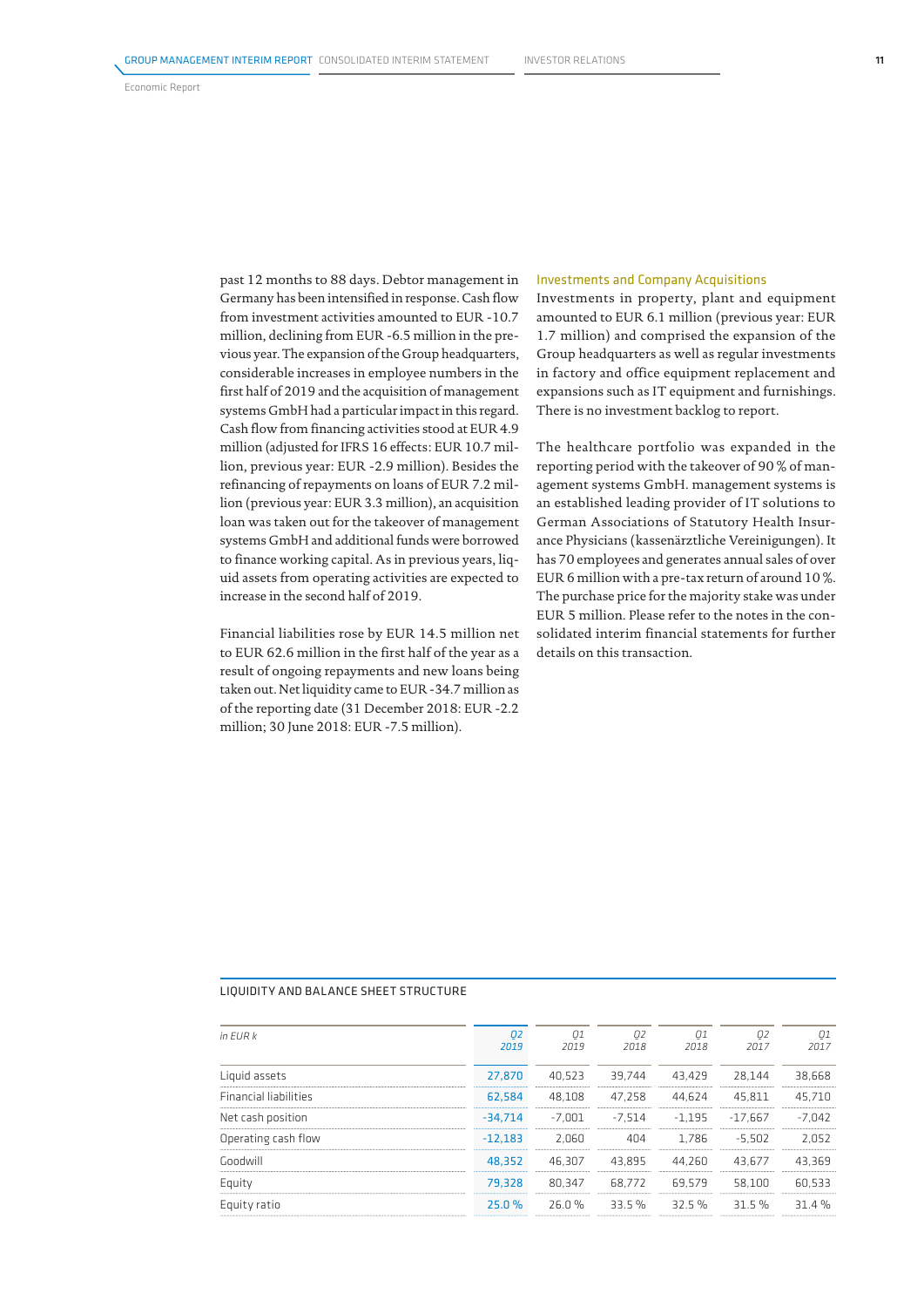past 12 months to 88 days. Debtor management in Germany has been intensified in response. Cash flow from investment activities amounted to EUR -10.7 million, declining from EUR -6.5 million in the previous year. The expansion of the Group headquarters, considerable increases in employee numbers in the first half of 2019 and the acquisition of management systems GmbH had a particular impact in this regard. Cash flow from financing activities stood at EUR 4.9 million (adjusted for IFRS 16 effects: EUR 10.7 million, previous year: EUR -2.9 million). Besides the refinancing of repayments on loans of EUR 7.2 million (previous year: EUR 3.3 million), an acquisition loan was taken out for the takeover of management systems GmbH and additional funds were borrowed to finance working capital. As in previous years, liquid assets from operating activities are expected to increase in the second half of 2019.

Financial liabilities rose by EUR 14.5 million net to EUR 62.6 million in the first half of the year as a result of ongoing repayments and new loans being taken out. Net liquidity came to EUR -34.7 million as of the reporting date (31 December 2018: EUR -2.2 million; 30 June 2018: EUR -7.5 million).

### Investments and Company Acquisitions

Investments in property, plant and equipment amounted to EUR 6.1 million (previous year: EUR 1.7 million) and comprised the expansion of the Group headquarters as well as regular investments in factory and office equipment replacement and expansions such as IT equipment and furnishings. There is no investment backlog to report.

The healthcare portfolio was expanded in the reporting period with the takeover of 90 % of management systems GmbH. management systems is an established leading provider of IT solutions to German Associations of Statutory Health Insurance Physicians (kassenärztliche Vereinigungen). It has 70 employees and generates annual sales of over EUR 6 million with a pre-tax return of around 10 %. The purchase price for the majority stake was under EUR 5 million. Please refer to the notes in the consolidated interim financial statements for further details on this transaction.

LIQUIDITY AND BALANCE SHEET STRUCTURE

| in EUR k | Q2 2019 | Q1 2019 | Q2 2018 | Q1 2018 | Q2 2017 | Q1 2017 |
|---|---|---|---|---|---|---|
| Liquid assets | 27,870 | 40,523 | 39,744 | 43,429 | 28,144 | 38,668 |
| Financial liabilities | 62,584 | 48,108 | 47,258 | 44,624 | 45,811 | 45,710 |
| Net cash position | -34,714 | -7,001 | -7,514 | -1,195 | -17,667 | -7,042 |
| Operating cash flow | -12,183 | 2,060 | 404 | 1,786 | -5,502 | 2,052 |
| Goodwill | 48,352 | 46,307 | 43,895 | 44,260 | 43,677 | 43,369 |
| Equity | 79,328 | 80,347 | 68,772 | 69,579 | 58,100 | 60,533 |
| Equity ratio | 25.0 % | 26.0 % | 33.5 % | 32.5 % | 31.5 % | 31.4 % |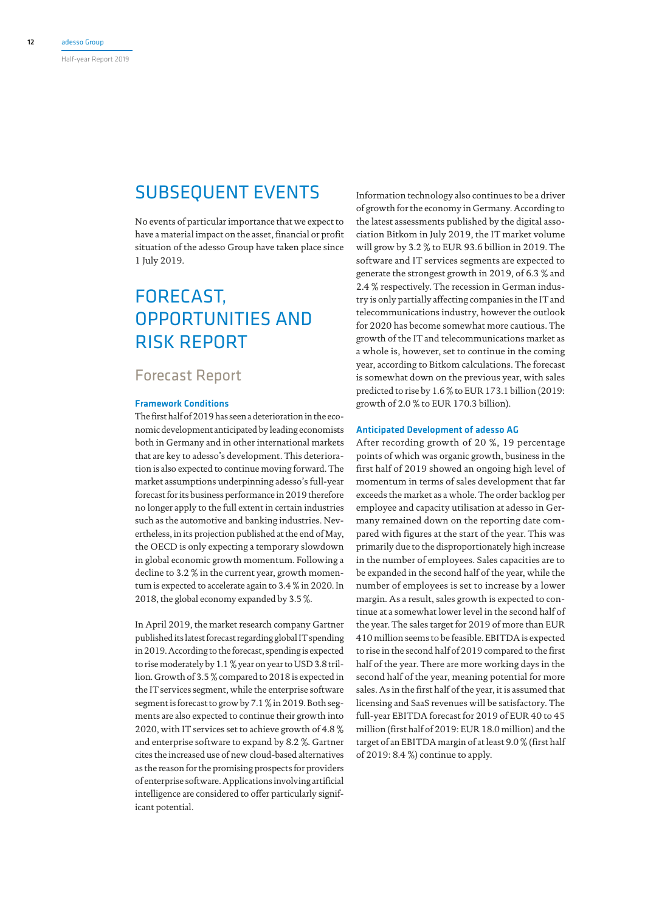# SUBSEQUENT EVENTS

No events of particular importance that we expect to have a material impact on the asset, financial or profit situation of the adesso Group have taken place since 1 July 2019.

# FORECAST, OPPORTUNITIES AND RISK REPORT

## Forecast Report

### Framework Conditions

The first half of 2019 has seen a deterioration in the economic development anticipated by leading economists both in Germany and in other international markets that are key to adesso's development. This deterioration is also expected to continue moving forward. The market assumptions underpinning adesso's full-year forecast for its business performance in 2019 therefore no longer apply to the full extent in certain industries such as the automotive and banking industries. Nevertheless, in its projection published at the end of May, the OECD is only expecting a temporary slowdown in global economic growth momentum. Following a decline to 3.2 % in the current year, growth momentum is expected to accelerate again to 3.4 % in 2020. In 2018, the global economy expanded by 3.5 %.

In April 2019, the market research company Gartner published its latest forecast regarding global IT spending in 2019. According to the forecast, spending is expected to rise moderately by 1.1 % year on year to USD 3.8 trillion. Growth of 3.5 % compared to 2018 is expected in the IT services segment, while the enterprise software segment is forecast to grow by 7.1 % in 2019. Both segments are also expected to continue their growth into 2020, with IT services set to achieve growth of 4.8 % and enterprise software to expand by 8.2 %. Gartner cites the increased use of new cloud-based alternatives as the reason for the promising prospects for providers of enterprise software. Applications involving artificial intelligence are considered to offer particularly significant potential.

Information technology also continues to be a driver of growth for the economy in Germany. According to the latest assessments published by the digital association Bitkom in July 2019, the IT market volume will grow by 3.2 % to EUR 93.6 billion in 2019. The software and IT services segments are expected to generate the strongest growth in 2019, of 6.3 % and 2.4 % respectively. The recession in German industry is only partially affecting companies in the IT and telecommunications industry, however the outlook for 2020 has become somewhat more cautious. The growth of the IT and telecommunications market as a whole is, however, set to continue in the coming year, according to Bitkom calculations. The forecast is somewhat down on the previous year, with sales predicted to rise by 1.6 % to EUR 173.1 billion (2019: growth of 2.0 % to EUR 170.3 billion).

### Anticipated Development of adesso AG

After recording growth of 20 %, 19 percentage points of which was organic growth, business in the first half of 2019 showed an ongoing high level of momentum in terms of sales development that far exceeds the market as a whole. The order backlog per employee and capacity utilisation at adesso in Germany remained down on the reporting date compared with figures at the start of the year. This was primarily due to the disproportionately high increase in the number of employees. Sales capacities are to be expanded in the second half of the year, while the number of employees is set to increase by a lower margin. As a result, sales growth is expected to continue at a somewhat lower level in the second half of the year. The sales target for 2019 of more than EUR 410 million seems to be feasible. EBITDA is expected to rise in the second half of 2019 compared to the first half of the year. There are more working days in the second half of the year, meaning potential for more sales. As in the first half of the year, it is assumed that licensing and SaaS revenues will be satisfactory. The full-year EBITDA forecast for 2019 of EUR 40 to 45 million (first half of 2019: EUR 18.0 million) and the target of an EBITDA margin of at least 9.0 % (first half of 2019: 8.4 %) continue to apply.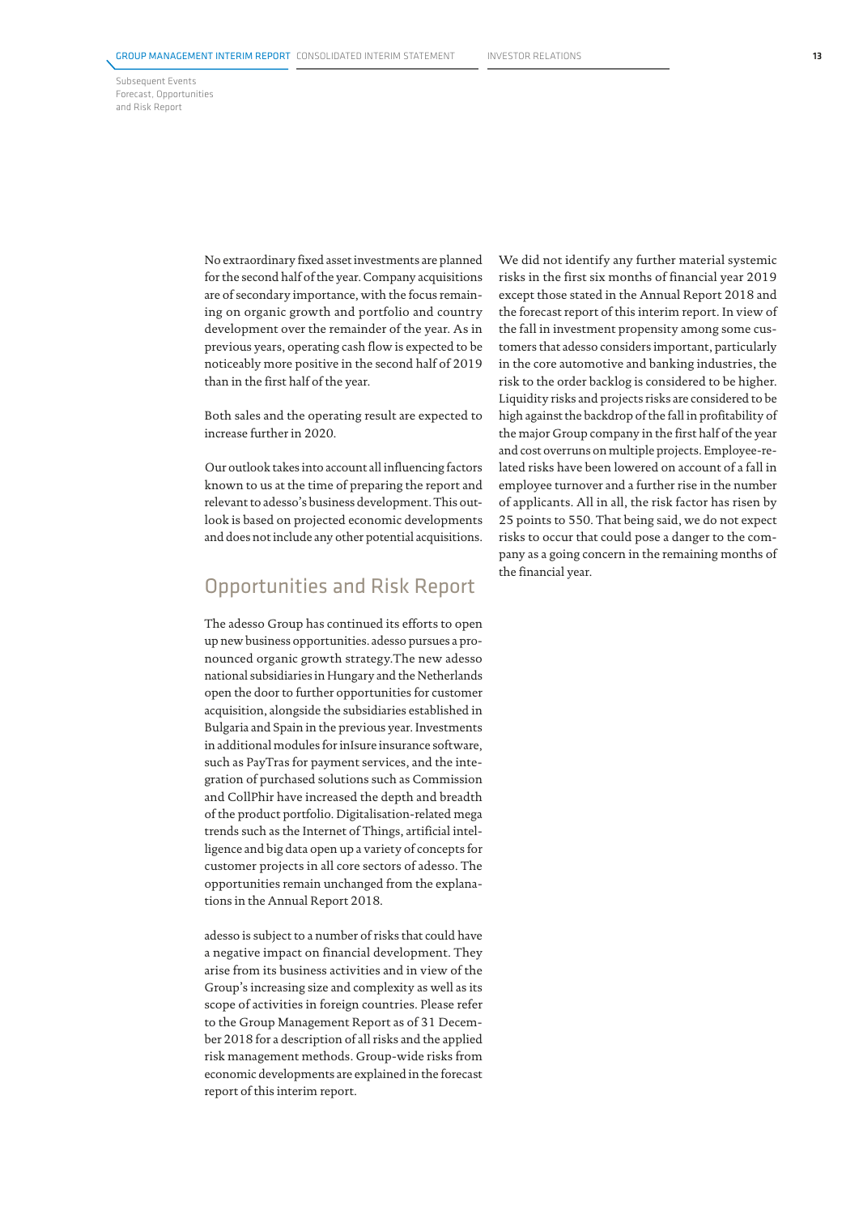No extraordinary fixed asset investments are planned for the second half of the year. Company acquisitions are of secondary importance, with the focus remaining on organic growth and portfolio and country development over the remainder of the year. As in previous years, operating cash flow is expected to be noticeably more positive in the second half of 2019 than in the first half of the year.

Both sales and the operating result are expected to increase further in 2020.

Our outlook takes into account all influencing factors known to us at the time of preparing the report and relevant to adesso's business development. This outlook is based on projected economic developments and does not include any other potential acquisitions.

## Opportunities and Risk Report

The adesso Group has continued its efforts to open up new business opportunities. adesso pursues a pronounced organic growth strategy.The new adesso national subsidiaries in Hungary and the Netherlands open the door to further opportunities for customer acquisition, alongside the subsidiaries established in Bulgaria and Spain in the previous year. Investments in additional modules for inIsure insurance software, such as PayTras for payment services, and the integration of purchased solutions such as Commission and CollPhir have increased the depth and breadth of the product portfolio. Digitalisation-related mega trends such as the Internet of Things, artificial intelligence and big data open up a variety of concepts for customer projects in all core sectors of adesso. The opportunities remain unchanged from the explanations in the Annual Report 2018.

adesso is subject to a number of risks that could have a negative impact on financial development. They arise from its business activities and in view of the Group's increasing size and complexity as well as its scope of activities in foreign countries. Please refer to the Group Management Report as of 31 December 2018 for a description of all risks and the applied risk management methods. Group-wide risks from economic developments are explained in the forecast report of this interim report.

We did not identify any further material systemic risks in the first six months of financial year 2019 except those stated in the Annual Report 2018 and the forecast report of this interim report. In view of the fall in investment propensity among some customers that adesso considers important, particularly in the core automotive and banking industries, the risk to the order backlog is considered to be higher. Liquidity risks and projects risks are considered to be high against the backdrop of the fall in profitability of the major Group company in the first half of the year and cost overruns on multiple projects. Employee-related risks have been lowered on account of a fall in employee turnover and a further rise in the number of applicants. All in all, the risk factor has risen by 25 points to 550. That being said, we do not expect risks to occur that could pose a danger to the company as a going concern in the remaining months of the financial year.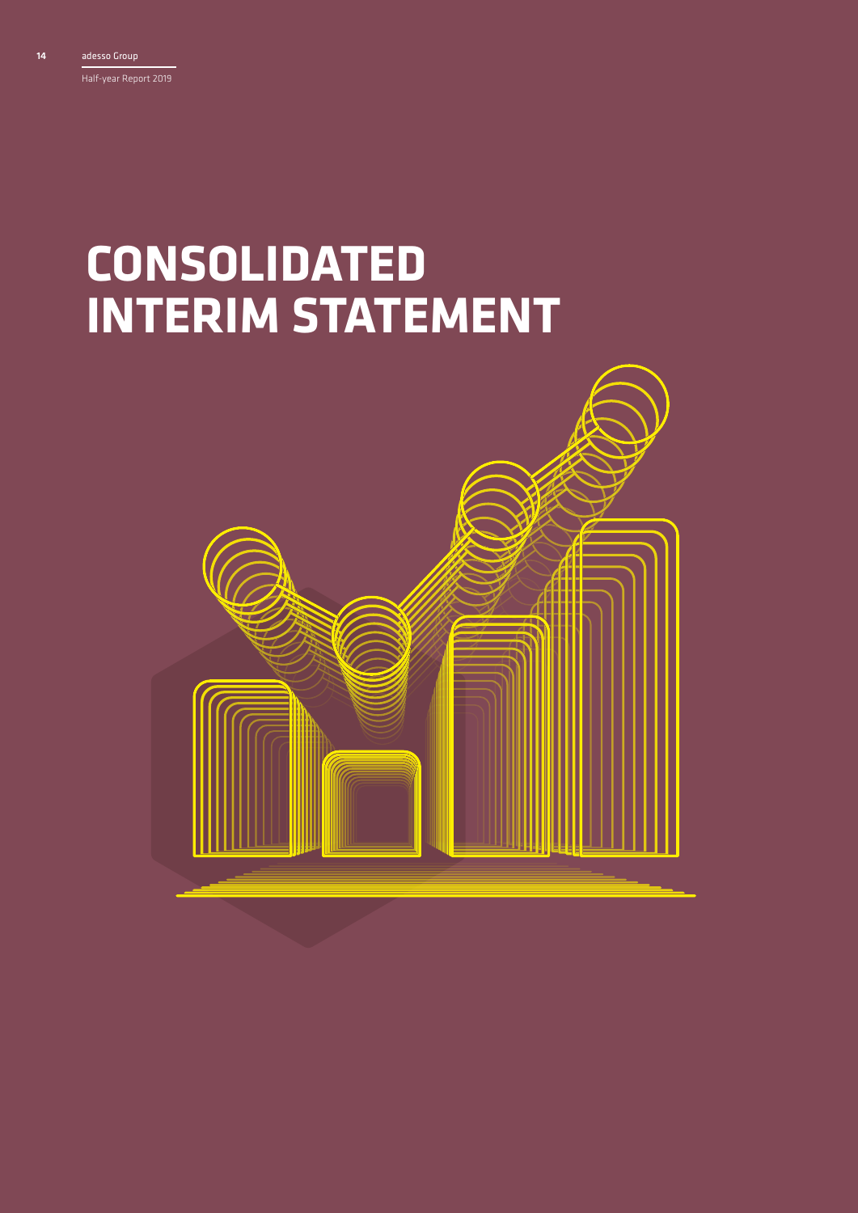# CONSOLIDATED INTERIM STATEMENT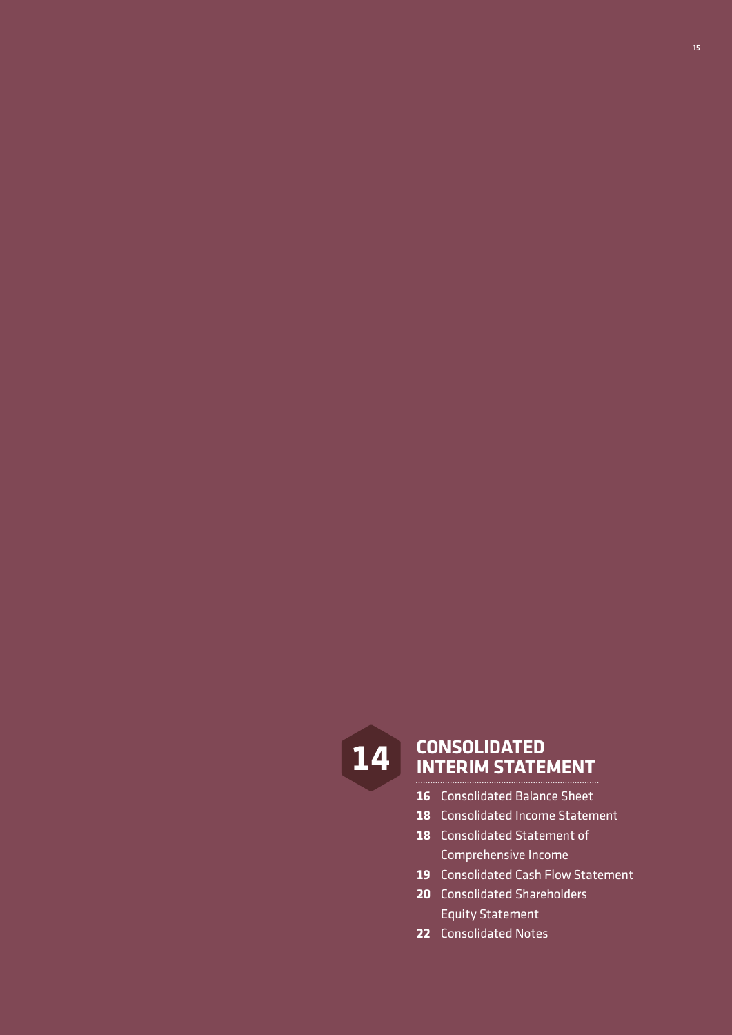# 14 CONSOLIDATED INTERIM STATEMENT

- **16** Consolidated Balance Sheet
- **18** Consolidated Income Statement
- **18** Consolidated Statement of Comprehensive Income
- **19** Consolidated Cash Flow Statement
- **20** Consolidated Shareholders Equity Statement
- **22** Consolidated Notes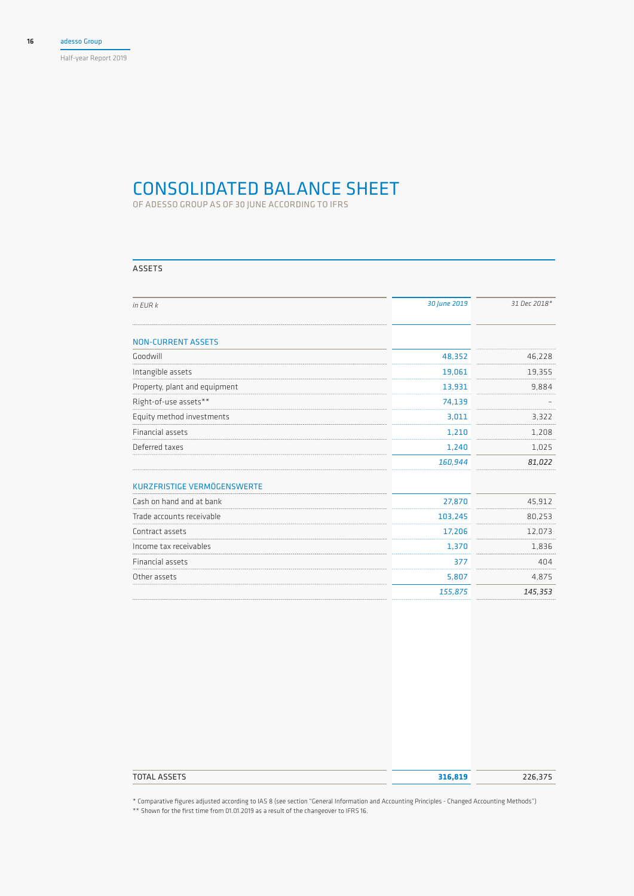# CONSOLIDATED BALANCE SHEET

OF ADESSO GROUP AS OF 30 JUNE ACCORDING TO IFRS

## ASSETS

| *in EUR k* | *30 June 2019* | *31 Dec 2018\** |
|---|---|---|
| **NON-CURRENT ASSETS** | | |
| Goodwill | 48,352 | 46,228 |
| Intangible assets | 19,061 | 19,355 |
| Property, plant and equipment | 13,931 | 9,884 |
| Right-of-use assets** | 74,139 | – |
| Equity method investments | 3,011 | 3,322 |
| Financial assets | 1,210 | 1,208 |
| Deferred taxes | 1,240 | 1,025 |
| | *160,944* | *81,022* |
| **KURZFRISTIGE VERMÖGENSWERTE** | | |
| Cash on hand and at bank | 27,870 | 45,912 |
| Trade accounts receivable | 103,245 | 80,253 |
| Contract assets | 17,206 | 12,073 |
| Income tax receivables | 1,370 | 1,836 |
| Financial assets | 377 | 404 |
| Other assets | 5,807 | 4,875 |
| | *155,875* | *145,353* |
| TOTAL ASSETS | **316,819** | 226,375 |

\* Comparative figures adjusted according to IAS 8 (see section "General Information and Accounting Principles - Changed Accounting Methods")
\** Shown for the first time from 01.01.2019 as a result of the changeover to IFRS 16.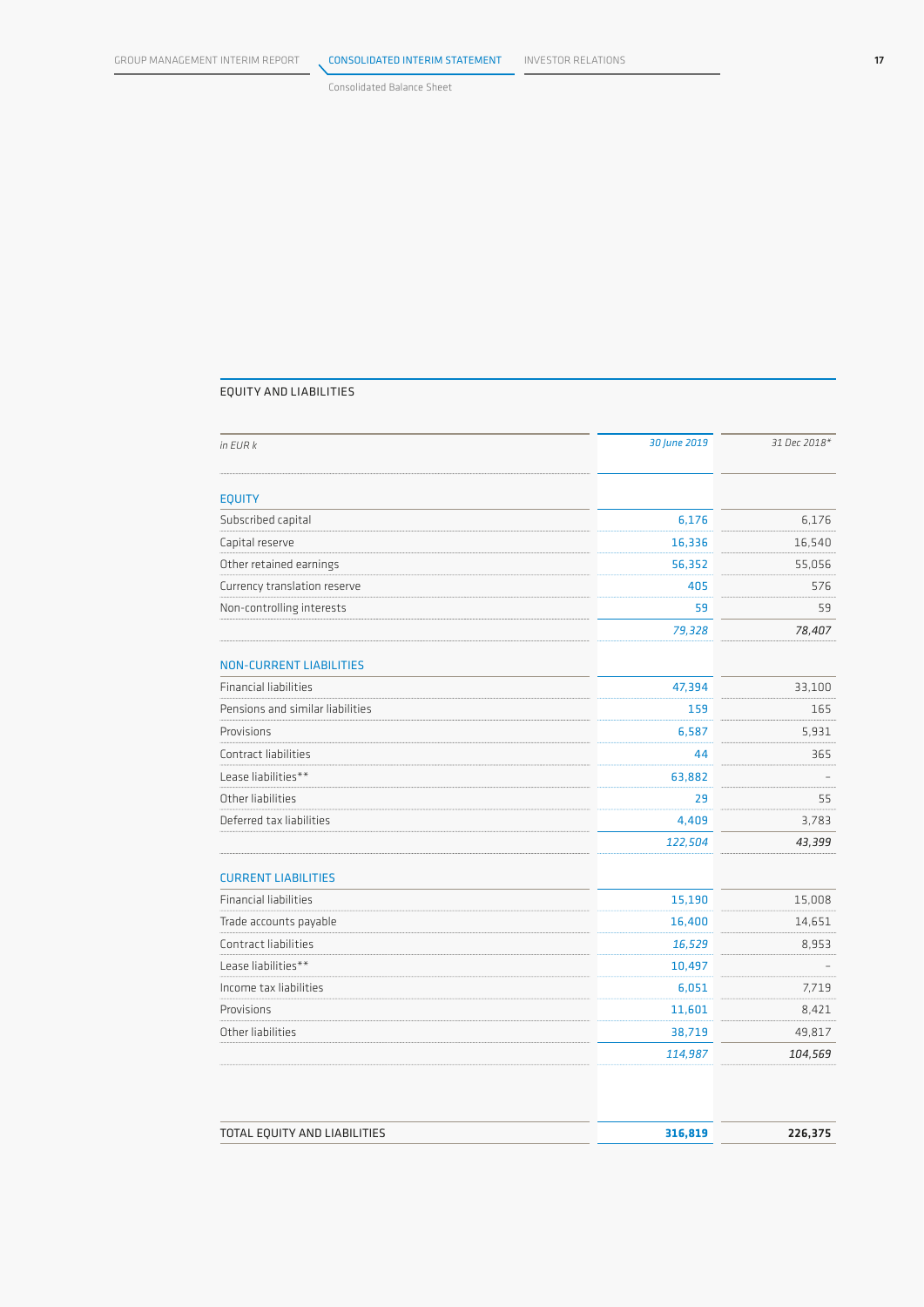## EQUITY AND LIABILITIES

| in EUR k | 30 June 2019 | 31 Dec 2018* |
|---|---|---|
| **EQUITY** | | |
| Subscribed capital | 6,176 | 6,176 |
| Capital reserve | 16,336 | 16,540 |
| Other retained earnings | 56,352 | 55,056 |
| Currency translation reserve | 405 | 576 |
| Non-controlling interests | 59 | 59 |
| | *79,328* | *78,407* |
| **NON-CURRENT LIABILITIES** | | |
| Financial liabilities | 47,394 | 33,100 |
| Pensions and similar liabilities | 159 | 165 |
| Provisions | 6,587 | 5,931 |
| Contract liabilities | 44 | 365 |
| Lease liabilities** | 63,882 | – |
| Other liabilities | 29 | 55 |
| Deferred tax liabilities | 4,409 | 3,783 |
| | *122,504* | *43,399* |
| **CURRENT LIABILITIES** | | |
| Financial liabilities | 15,190 | 15,008 |
| Trade accounts payable | 16,400 | 14,651 |
| Contract liabilities | *16,529* | 8,953 |
| Lease liabilities** | 10,497 | – |
| Income tax liabilities | 6,051 | 7,719 |
| Provisions | 11,601 | 8,421 |
| Other liabilities | 38,719 | 49,817 |
| | *114,987* | *104,569* |
| TOTAL EQUITY AND LIABILITIES | **316,819** | **226,375** |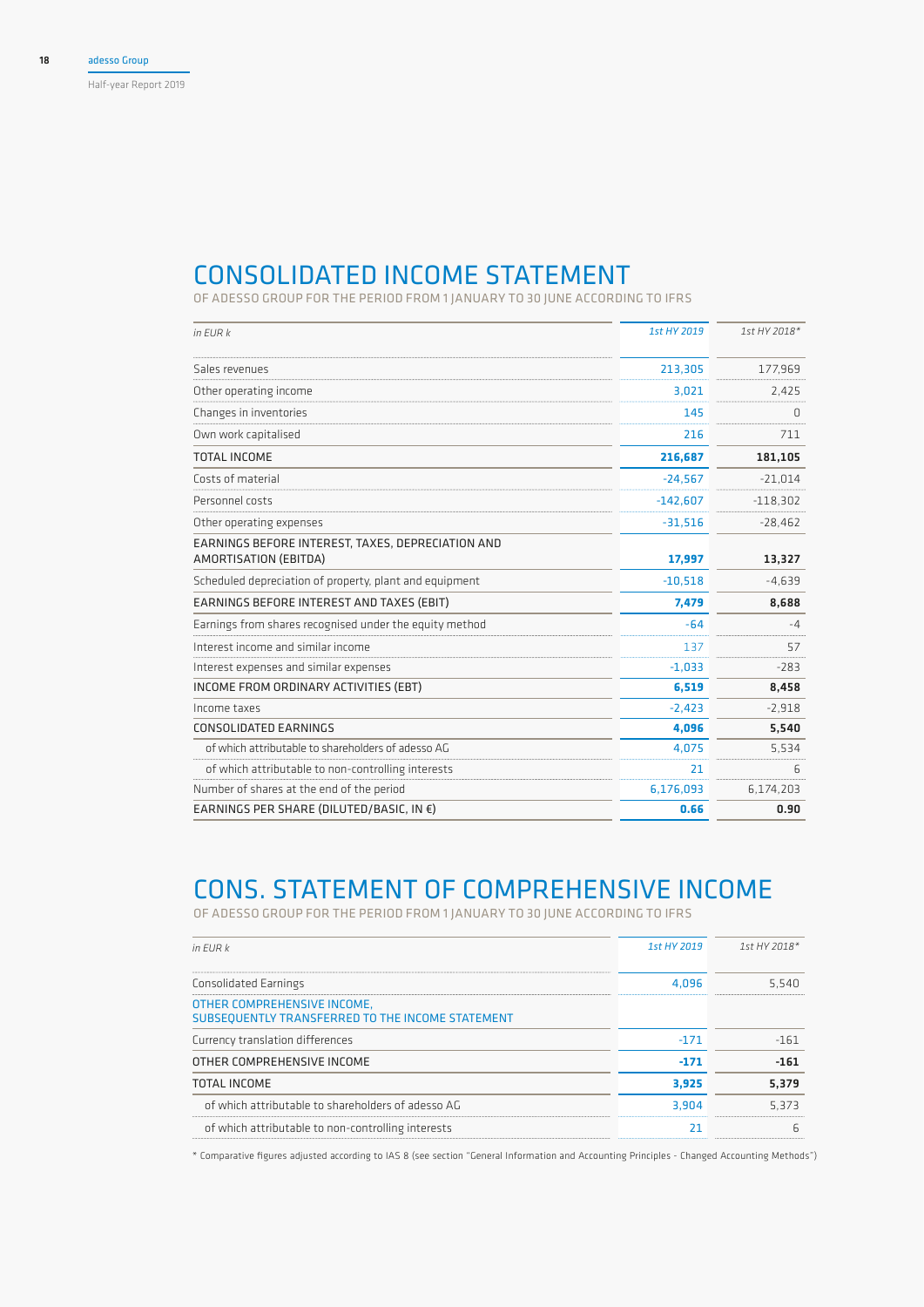# CONSOLIDATED INCOME STATEMENT

OF ADESSO GROUP FOR THE PERIOD FROM 1 JANUARY TO 30 JUNE ACCORDING TO IFRS

| *in EUR k* | *1st HY 2019* | *1st HY 2018** |
|---|---|---|
| Sales revenues | 213,305 | 177,969 |
| Other operating income | 3,021 | 2,425 |
| Changes in inventories | 145 | 0 |
| Own work capitalised | 216 | 711 |
| TOTAL INCOME | **216,687** | **181,105** |
| Costs of material | -24,567 | -21,014 |
| Personnel costs | -142,607 | -118,302 |
| Other operating expenses | -31,516 | -28,462 |
| EARNINGS BEFORE INTEREST, TAXES, DEPRECIATION AND AMORTISATION (EBITDA) | **17,997** | **13,327** |
| Scheduled depreciation of property, plant and equipment | -10,518 | -4,639 |
| EARNINGS BEFORE INTEREST AND TAXES (EBIT) | **7,479** | **8,688** |
| Earnings from shares recognised under the equity method | -64 | -4 |
| Interest income and similar income | 137 | 57 |
| Interest expenses and similar expenses | -1,033 | -283 |
| INCOME FROM ORDINARY ACTIVITIES (EBT) | **6,519** | **8,458** |
| Income taxes | -2,423 | -2,918 |
| CONSOLIDATED EARNINGS | **4,096** | **5,540** |
| of which attributable to shareholders of adesso AG | 4,075 | 5,534 |
| of which attributable to non-controlling interests | 21 | 6 |
| Number of shares at the end of the period | 6,176,093 | 6,174,203 |
| EARNINGS PER SHARE (DILUTED/BASIC, IN €) | **0.66** | **0.90** |

# CONS. STATEMENT OF COMPREHENSIVE INCOME

OF ADESSO GROUP FOR THE PERIOD FROM 1 JANUARY TO 30 JUNE ACCORDING TO IFRS

| *in EUR k* | *1st HY 2019* | *1st HY 2018** |
|---|---|---|
| Consolidated Earnings | 4,096 | 5,540 |
| OTHER COMPREHENSIVE INCOME, SUBSEQUENTLY TRANSFERRED TO THE INCOME STATEMENT | | |
| Currency translation differences | -171 | -161 |
| OTHER COMPREHENSIVE INCOME | **-171** | **-161** |
| TOTAL INCOME | **3,925** | **5,379** |
| of which attributable to shareholders of adesso AG | 3,904 | 5,373 |
| of which attributable to non-controlling interests | 21 | 6 |

\* Comparative figures adjusted according to IAS 8 (see section "General Information and Accounting Principles - Changed Accounting Methods")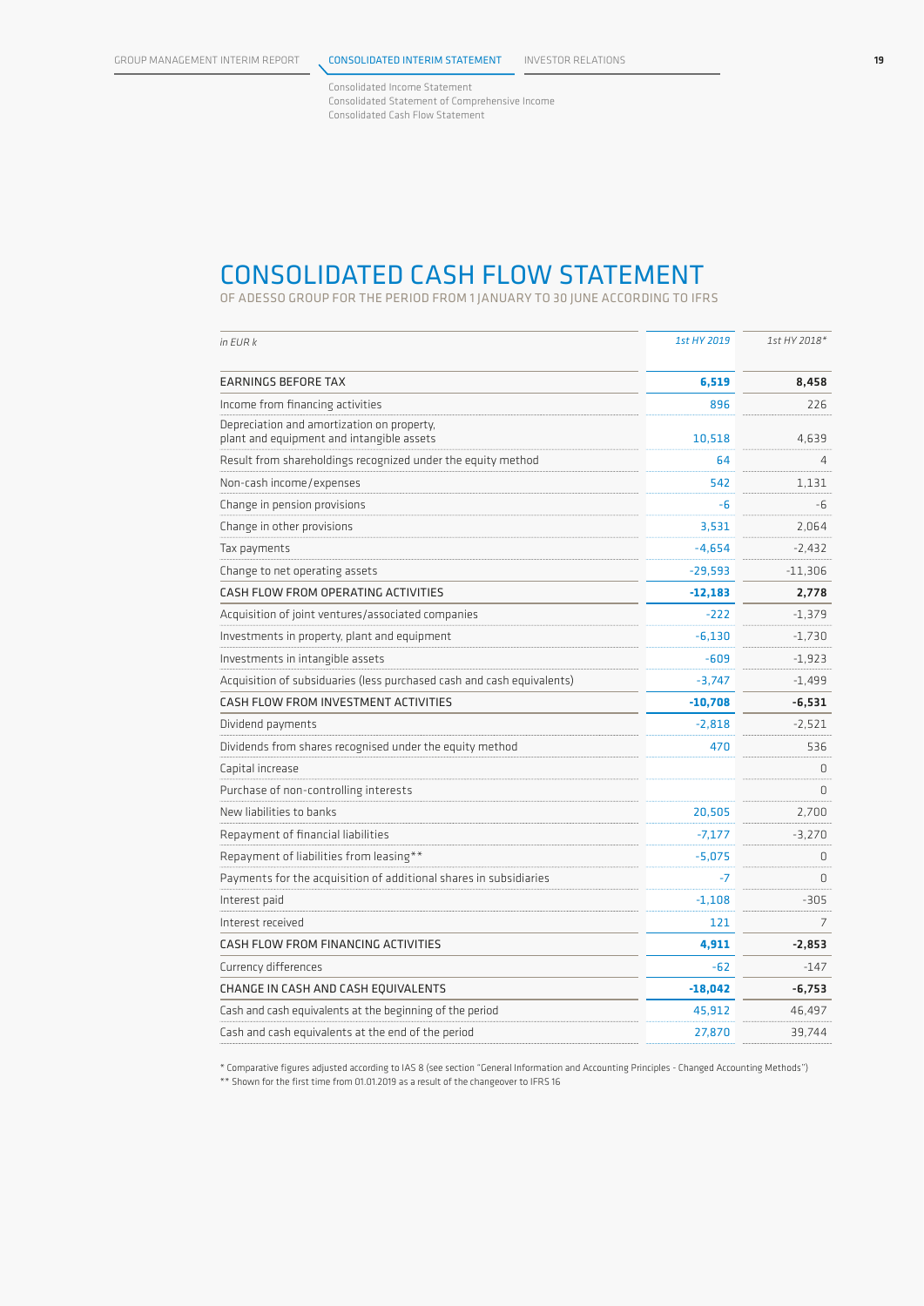# CONSOLIDATED CASH FLOW STATEMENT

OF ADESSO GROUP FOR THE PERIOD FROM 1 JANUARY TO 30 JUNE ACCORDING TO IFRS

| *in EUR k* | *1st HY 2019* | *1st HY 2018\** |
|---|---|---|
| **EARNINGS BEFORE TAX** | **6,519** | **8,458** |
| Income from financing activities | 896 | 226 |
| Depreciation and amortization on property, plant and equipment and intangible assets | 10,518 | 4,639 |
| Result from shareholdings recognized under the equity method | 64 | 4 |
| Non-cash income/expenses | 542 | 1,131 |
| Change in pension provisions | -6 | -6 |
| Change in other provisions | 3,531 | 2,064 |
| Tax payments | -4,654 | -2,432 |
| Change to net operating assets | -29,593 | -11,306 |
| CASH FLOW FROM OPERATING ACTIVITIES | **-12,183** | **2,778** |
| Acquisition of joint ventures/associated companies | -222 | -1,379 |
| Investments in property, plant and equipment | -6,130 | -1,730 |
| Investments in intangible assets | -609 | -1,923 |
| Acquisition of subsidiaries (less purchased cash and cash equivalents) | -3,747 | -1,499 |
| CASH FLOW FROM INVESTMENT ACTIVITIES | **-10,708** | **-6,531** |
| Dividend payments | -2,818 | -2,521 |
| Dividends from shares recognised under the equity method | 470 | 536 |
| Capital increase | | 0 |
| Purchase of non-controlling interests | | 0 |
| New liabilities to banks | 20,505 | 2,700 |
| Repayment of financial liabilities | -7,177 | -3,270 |
| Repayment of liabilities from leasing\*\* | -5,075 | 0 |
| Payments for the acquisition of additional shares in subsidiaries | -7 | 0 |
| Interest paid | -1,108 | -305 |
| Interest received | 121 | 7 |
| CASH FLOW FROM FINANCING ACTIVITIES | **4,911** | **-2,853** |
| Currency differences | -62 | -147 |
| CHANGE IN CASH AND CASH EQUIVALENTS | **-18,042** | **-6,753** |
| Cash and cash equivalents at the beginning of the period | 45,912 | 46,497 |
| Cash and cash equivalents at the end of the period | 27,870 | 39,744 |

\* Comparative figures adjusted according to IAS 8 (see section "General Information and Accounting Principles - Changed Accounting Methods")

\*\* Shown for the first time from 01.01.2019 as a result of the changeover to IFRS 16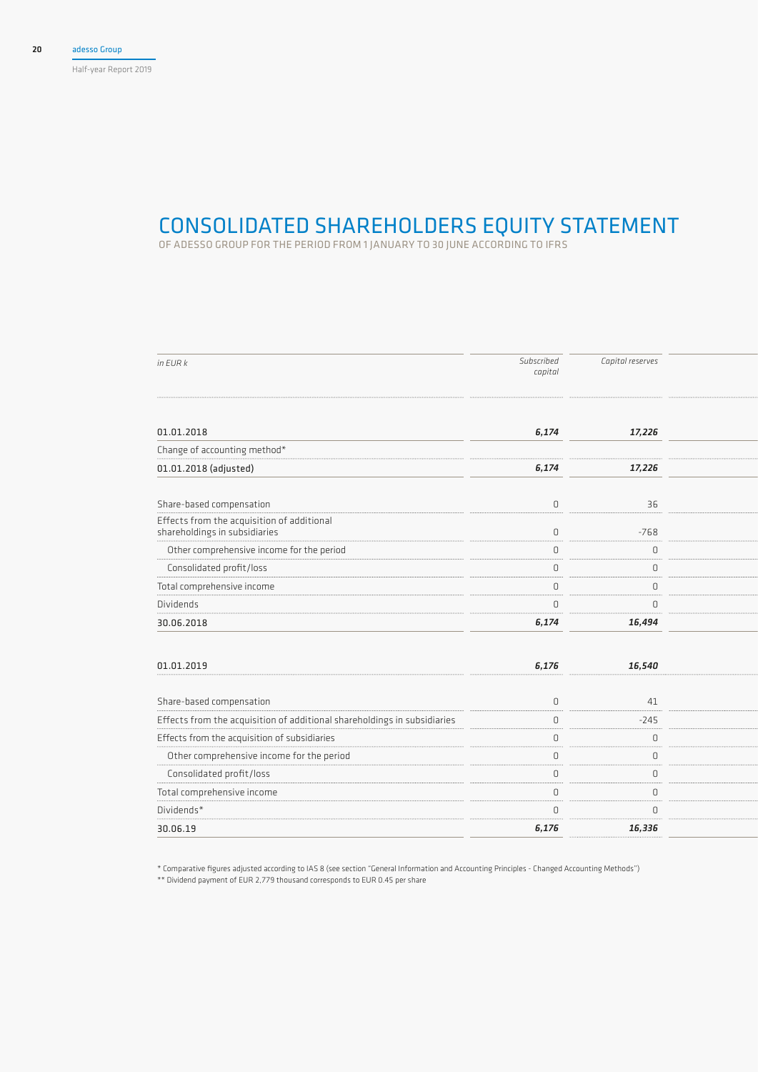## CONSOLIDATED SHAREHOLDERS EQUITY STATEMENT

OF ADESSO GROUP FOR THE PERIOD FROM 1 JANUARY TO 30 JUNE ACCORDING TO IFRS

| *in EUR k* | *Subscribed capital* | *Capital reserves* |
|---|---|---|
| 01.01.2018 | ***6,174*** | ***17,226*** |
| Change of accounting method* | | |
| 01.01.2018 (adjusted) | ***6,174*** | ***17,226*** |
| Share-based compensation | 0 | 36 |
| Effects from the acquisition of additional shareholdings in subsidiaries | 0 | -768 |
| Other comprehensive income for the period | 0 | 0 |
| Consolidated profit/loss | 0 | 0 |
| Total comprehensive income | 0 | 0 |
| Dividends | 0 | 0 |
| 30.06.2018 | ***6,174*** | ***16,494*** |
| 01.01.2019 | ***6,176*** | ***16,540*** |
| Share-based compensation | 0 | 41 |
| Effects from the acquisition of additional shareholdings in subsidiaries | 0 | -245 |
| Effects from the acquisition of subsidiaries | 0 | 0 |
| Other comprehensive income for the period | 0 | 0 |
| Consolidated profit/loss | 0 | 0 |
| Total comprehensive income | 0 | 0 |
| Dividends* | 0 | 0 |
| 30.06.19 | ***6,176*** | ***16,336*** |

\* Comparative figures adjusted according to IAS 8 (see section "General Information and Accounting Principles - Changed Accounting Methods")

\*\* Dividend payment of EUR 2,779 thousand corresponds to EUR 0.45 per share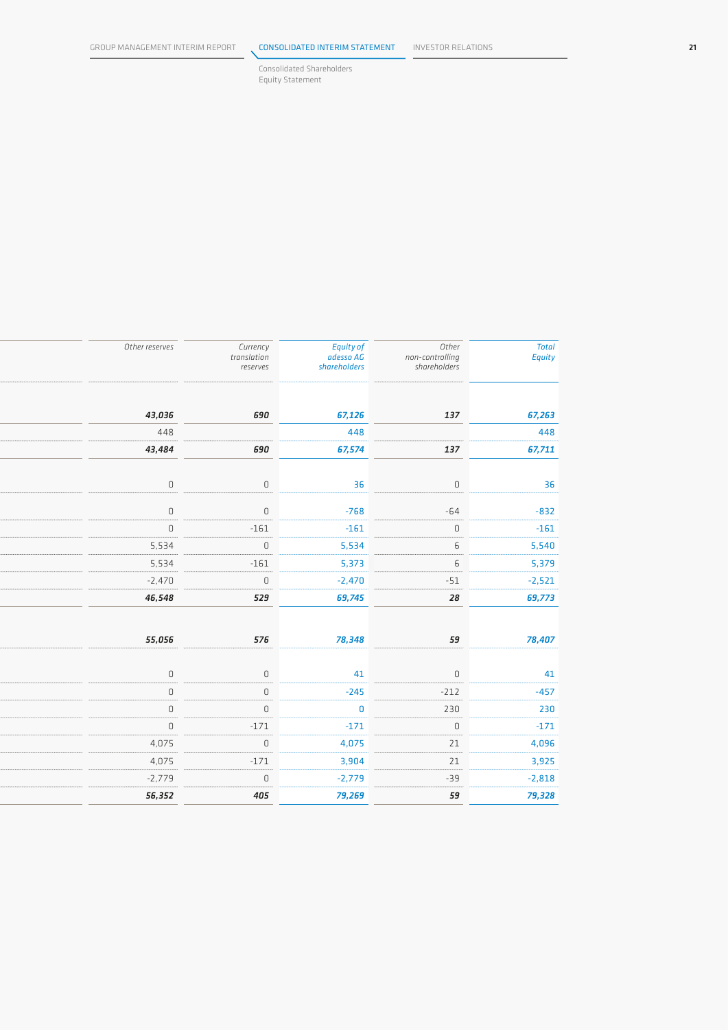Consolidated Shareholders Equity Statement

| Other reserves | Currency translation reserves | Equity of adesso AG shareholders | Other non-controlling shareholders | Total Equity |
|---|---|---|---|---|
| ***43,036*** | ***690*** | ***67,126*** | ***137*** | ***67,263*** |
| 448 | | 448 | | 448 |
| ***43,484*** | ***690*** | ***67,574*** | ***137*** | ***67,711*** |
| 0 | 0 | 36 | 0 | 36 |
| 0 | 0 | -768 | -64 | -832 |
| 0 | -161 | -161 | 0 | -161 |
| 5,534 | 0 | 5,534 | 6 | 5,540 |
| 5,534 | -161 | 5,373 | 6 | 5,379 |
| -2,470 | 0 | -2,470 | -51 | -2,521 |
| ***46,548*** | ***529*** | ***69,745*** | ***28*** | ***69,773*** |
| ***55,056*** | ***576*** | ***78,348*** | ***59*** | ***78,407*** |
| 0 | 0 | 41 | 0 | 41 |
| 0 | 0 | -245 | -212 | -457 |
| 0 | 0 | 0 | 230 | 230 |
| 0 | -171 | -171 | 0 | -171 |
| 4,075 | 0 | 4,075 | 21 | 4,096 |
| 4,075 | -171 | 3,904 | 21 | 3,925 |
| -2,779 | 0 | -2,779 | -39 | -2,818 |
| ***56,352*** | ***405*** | ***79,269*** | ***59*** | ***79,328*** |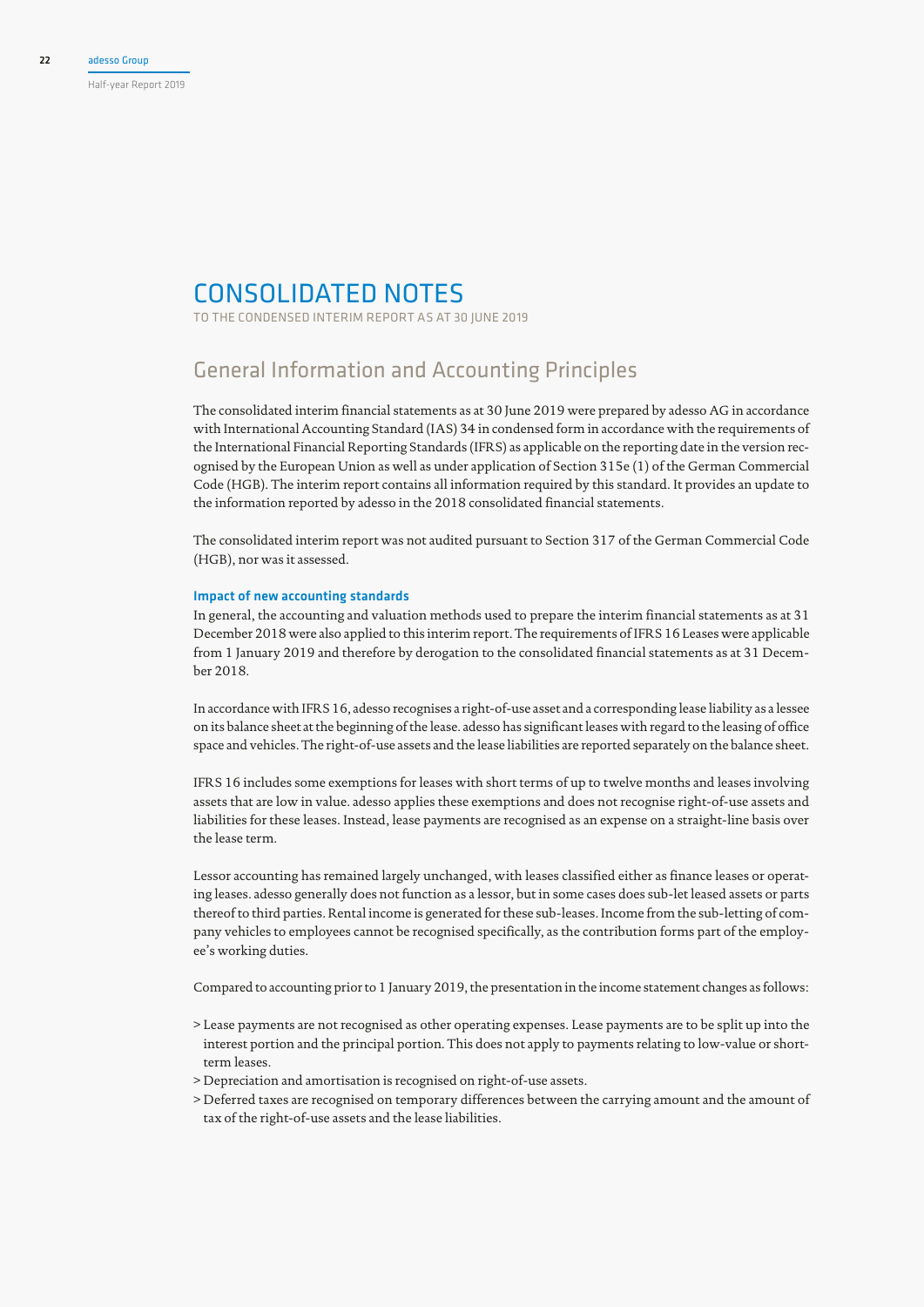# CONSOLIDATED NOTES

TO THE CONDENSED INTERIM REPORT AS AT 30 JUNE 2019

## General Information and Accounting Principles

The consolidated interim financial statements as at 30 June 2019 were prepared by adesso AG in accordance with International Accounting Standard (IAS) 34 in condensed form in accordance with the requirements of the International Financial Reporting Standards (IFRS) as applicable on the reporting date in the version recognised by the European Union as well as under application of Section 315e (1) of the German Commercial Code (HGB). The interim report contains all information required by this standard. It provides an update to the information reported by adesso in the 2018 consolidated financial statements.

The consolidated interim report was not audited pursuant to Section 317 of the German Commercial Code (HGB), nor was it assessed.

### Impact of new accounting standards

In general, the accounting and valuation methods used to prepare the interim financial statements as at 31 December 2018 were also applied to this interim report. The requirements of IFRS 16 Leases were applicable from 1 January 2019 and therefore by derogation to the consolidated financial statements as at 31 December 2018.

In accordance with IFRS 16, adesso recognises a right-of-use asset and a corresponding lease liability as a lessee on its balance sheet at the beginning of the lease. adesso has significant leases with regard to the leasing of office space and vehicles. The right-of-use assets and the lease liabilities are reported separately on the balance sheet.

IFRS 16 includes some exemptions for leases with short terms of up to twelve months and leases involving assets that are low in value. adesso applies these exemptions and does not recognise right-of-use assets and liabilities for these leases. Instead, lease payments are recognised as an expense on a straight-line basis over the lease term.

Lessor accounting has remained largely unchanged, with leases classified either as finance leases or operating leases. adesso generally does not function as a lessor, but in some cases does sub-let leased assets or parts thereof to third parties. Rental income is generated for these sub-leases. Income from the sub-letting of company vehicles to employees cannot be recognised specifically, as the contribution forms part of the employee's working duties.

Compared to accounting prior to 1 January 2019, the presentation in the income statement changes as follows:

> Lease payments are not recognised as other operating expenses. Lease payments are to be split up into the interest portion and the principal portion. This does not apply to payments relating to low-value or short-term leases.
> Depreciation and amortisation is recognised on right-of-use assets.
> Deferred taxes are recognised on temporary differences between the carrying amount and the amount of tax of the right-of-use assets and the lease liabilities.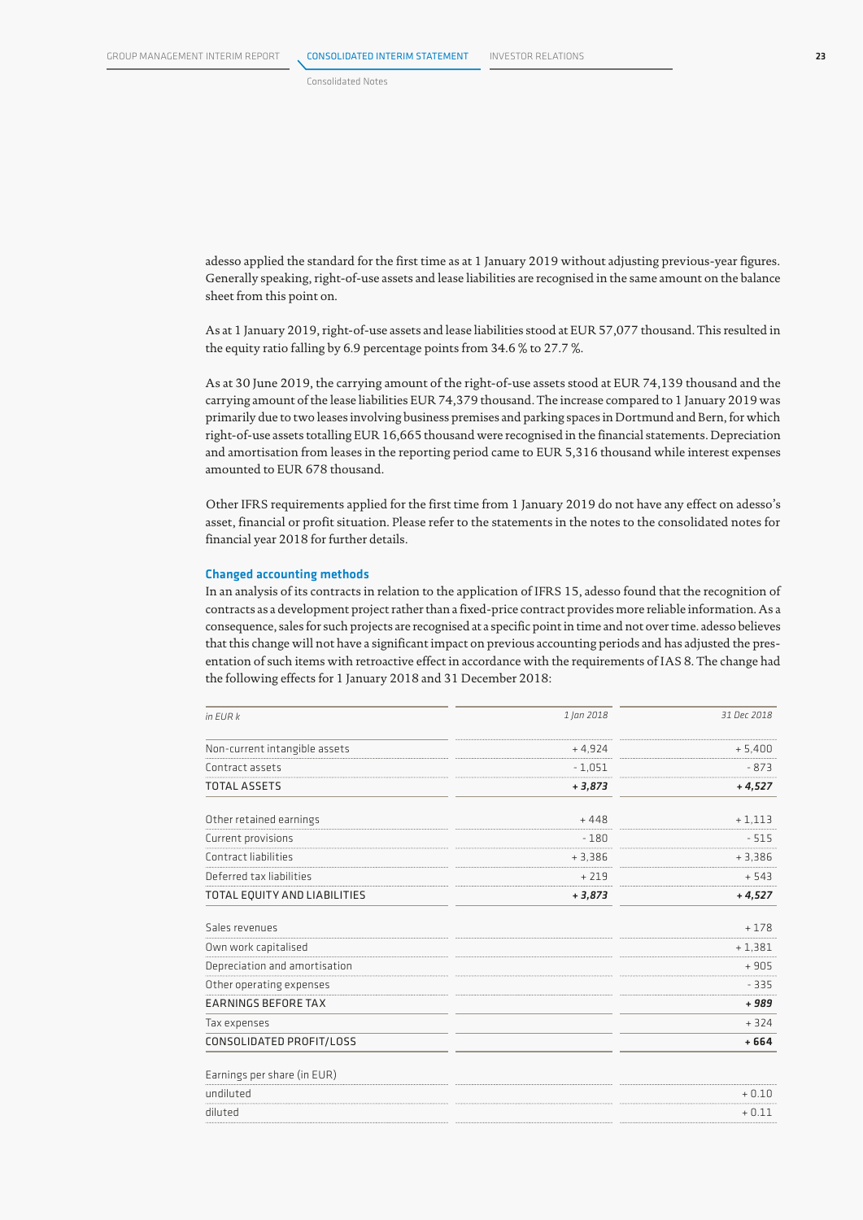adesso applied the standard for the first time as at 1 January 2019 without adjusting previous-year figures. Generally speaking, right-of-use assets and lease liabilities are recognised in the same amount on the balance sheet from this point on.

As at 1 January 2019, right-of-use assets and lease liabilities stood at EUR 57,077 thousand. This resulted in the equity ratio falling by 6.9 percentage points from 34.6 % to 27.7 %.

As at 30 June 2019, the carrying amount of the right-of-use assets stood at EUR 74,139 thousand and the carrying amount of the lease liabilities EUR 74,379 thousand. The increase compared to 1 January 2019 was primarily due to two leases involving business premises and parking spaces in Dortmund and Bern, for which right-of-use assets totalling EUR 16,665 thousand were recognised in the financial statements. Depreciation and amortisation from leases in the reporting period came to EUR 5,316 thousand while interest expenses amounted to EUR 678 thousand.

Other IFRS requirements applied for the first time from 1 January 2019 do not have any effect on adesso's asset, financial or profit situation. Please refer to the statements in the notes to the consolidated notes for financial year 2018 for further details.

### Changed accounting methods

In an analysis of its contracts in relation to the application of IFRS 15, adesso found that the recognition of contracts as a development project rather than a fixed-price contract provides more reliable information. As a consequence, sales for such projects are recognised at a specific point in time and not over time. adesso believes that this change will not have a significant impact on previous accounting periods and has adjusted the presentation of such items with retroactive effect in accordance with the requirements of IAS 8. The change had the following effects for 1 January 2018 and 31 December 2018:

| *in EUR k* | *1 Jan 2018* | *31 Dec 2018* |
|---|---|---|
| Non-current intangible assets | + 4,924 | + 5,400 |
| Contract assets | - 1,051 | - 873 |
| TOTAL ASSETS | ***+ 3,873*** | ***+ 4,527*** |
| Other retained earnings | + 448 | + 1,113 |
| Current provisions | - 180 | - 515 |
| Contract liabilities | + 3,386 | + 3,386 |
| Deferred tax liabilities | + 219 | + 543 |
| TOTAL EQUITY AND LIABILITIES | ***+ 3,873*** | ***+ 4,527*** |
| Sales revenues | | + 178 |
| Own work capitalised | | + 1,381 |
| Depreciation and amortisation | | + 905 |
| Other operating expenses | | - 335 |
| EARNINGS BEFORE TAX | | ***+ 989*** |
| Tax expenses | | + 324 |
| CONSOLIDATED PROFIT/LOSS | | **+ 664** |
| Earnings per share (in EUR) | | |
| undiluted | | + 0.10 |
| diluted | | + 0.11 |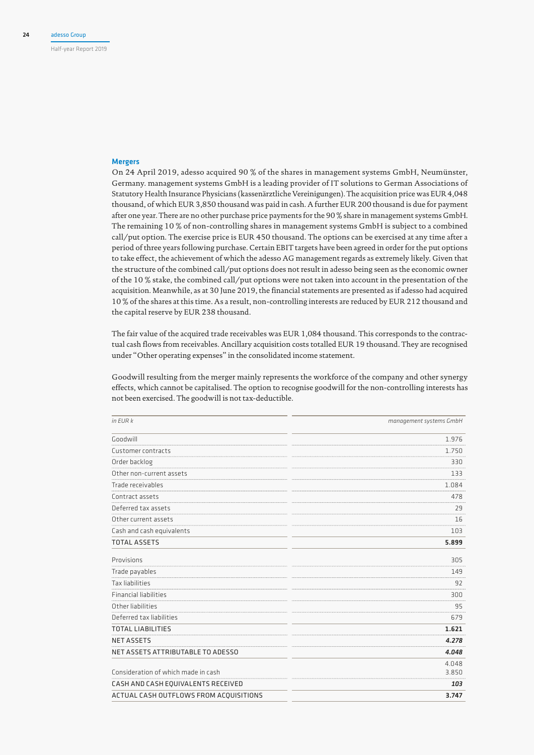### Mergers

On 24 April 2019, adesso acquired 90 % of the shares in management systems GmbH, Neumünster, Germany. management systems GmbH is a leading provider of IT solutions to German Associations of Statutory Health Insurance Physicians (kassenärztliche Vereinigungen). The acquisition price was EUR 4,048 thousand, of which EUR 3,850 thousand was paid in cash. A further EUR 200 thousand is due for payment after one year. There are no other purchase price payments for the 90 % share in management systems GmbH. The remaining 10 % of non-controlling shares in management systems GmbH is subject to a combined call/put option. The exercise price is EUR 450 thousand. The options can be exercised at any time after a period of three years following purchase. Certain EBIT targets have been agreed in order for the put options to take effect, the achievement of which the adesso AG management regards as extremely likely. Given that the structure of the combined call/put options does not result in adesso being seen as the economic owner of the 10 % stake, the combined call/put options were not taken into account in the presentation of the acquisition. Meanwhile, as at 30 June 2019, the financial statements are presented as if adesso had acquired 10 % of the shares at this time. As a result, non-controlling interests are reduced by EUR 212 thousand and the capital reserve by EUR 238 thousand.

The fair value of the acquired trade receivables was EUR 1,084 thousand. This corresponds to the contractual cash flows from receivables. Ancillary acquisition costs totalled EUR 19 thousand. They are recognised under "Other operating expenses" in the consolidated income statement.

Goodwill resulting from the merger mainly represents the workforce of the company and other synergy effects, which cannot be capitalised. The option to recognise goodwill for the non-controlling interests has not been exercised. The goodwill is not tax-deductible.

| *in EUR k* | *management systems GmbH* |
|---|---|
| Goodwill | 1.976 |
| Customer contracts | 1.750 |
| Order backlog | 330 |
| Other non-current assets | 133 |
| Trade receivables | 1.084 |
| Contract assets | 478 |
| Deferred tax assets | 29 |
| Other current assets | 16 |
| Cash and cash equivalents | 103 |
| **TOTAL ASSETS** | **5.899** |
| Provisions | 305 |
| Trade payables | 149 |
| Tax liabilities | 92 |
| Financial liabilities | 300 |
| Other liabilities | 95 |
| Deferred tax liabilities | 679 |
| **TOTAL LIABILITIES** | **1.621** |
| NET ASSETS | ***4.278*** |
| NET ASSETS ATTRIBUTABLE TO ADESSO | ***4.048*** |
| | 4.048 |
| Consideration of which made in cash | 3.850 |
| CASH AND CASH EQUIVALENTS RECEIVED | ***103*** |
| ACTUAL CASH OUTFLOWS FROM ACQUISITIONS | **3.747** |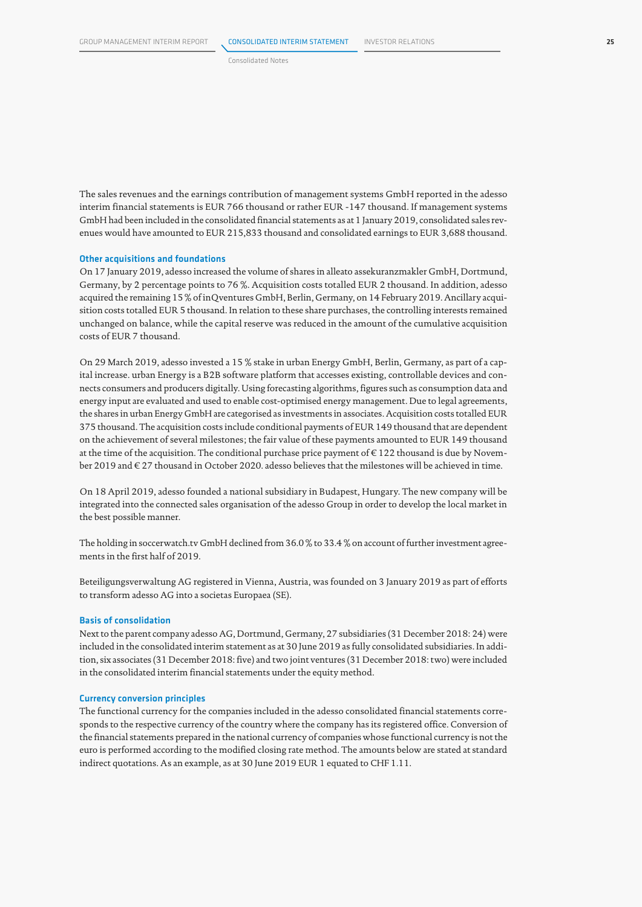The sales revenues and the earnings contribution of management systems GmbH reported in the adesso interim financial statements is EUR 766 thousand or rather EUR -147 thousand. If management systems GmbH had been included in the consolidated financial statements as at 1 January 2019, consolidated sales revenues would have amounted to EUR 215,833 thousand and consolidated earnings to EUR 3,688 thousand.

### Other acquisitions and foundations

On 17 January 2019, adesso increased the volume of shares in alleato assekuranzmakler GmbH, Dortmund, Germany, by 2 percentage points to 76 %. Acquisition costs totalled EUR 2 thousand. In addition, adesso acquired the remaining 15 % of inQventures GmbH, Berlin, Germany, on 14 February 2019. Ancillary acquisition costs totalled EUR 5 thousand. In relation to these share purchases, the controlling interests remained unchanged on balance, while the capital reserve was reduced in the amount of the cumulative acquisition costs of EUR 7 thousand.

On 29 March 2019, adesso invested a 15 % stake in urban Energy GmbH, Berlin, Germany, as part of a capital increase. urban Energy is a B2B software platform that accesses existing, controllable devices and connects consumers and producers digitally. Using forecasting algorithms, figures such as consumption data and energy input are evaluated and used to enable cost-optimised energy management. Due to legal agreements, the shares in urban Energy GmbH are categorised as investments in associates. Acquisition costs totalled EUR 375 thousand. The acquisition costs include conditional payments of EUR 149 thousand that are dependent on the achievement of several milestones; the fair value of these payments amounted to EUR 149 thousand at the time of the acquisition. The conditional purchase price payment of € 122 thousand is due by November 2019 and € 27 thousand in October 2020. adesso believes that the milestones will be achieved in time.

On 18 April 2019, adesso founded a national subsidiary in Budapest, Hungary. The new company will be integrated into the connected sales organisation of the adesso Group in order to develop the local market in the best possible manner.

The holding in soccerwatch.tv GmbH declined from 36.0 % to 33.4 % on account of further investment agreements in the first half of 2019.

Beteiligungsverwaltung AG registered in Vienna, Austria, was founded on 3 January 2019 as part of efforts to transform adesso AG into a societas Europaea (SE).

### Basis of consolidation

Next to the parent company adesso AG, Dortmund, Germany, 27 subsidiaries (31 December 2018: 24) were included in the consolidated interim statement as at 30 June 2019 as fully consolidated subsidiaries. In addition, six associates (31 December 2018: five) and two joint ventures (31 December 2018: two) were included in the consolidated interim financial statements under the equity method.

### Currency conversion principles

The functional currency for the companies included in the adesso consolidated financial statements corresponds to the respective currency of the country where the company has its registered office. Conversion of the financial statements prepared in the national currency of companies whose functional currency is not the euro is performed according to the modified closing rate method. The amounts below are stated at standard indirect quotations. As an example, as at 30 June 2019 EUR 1 equated to CHF 1.11.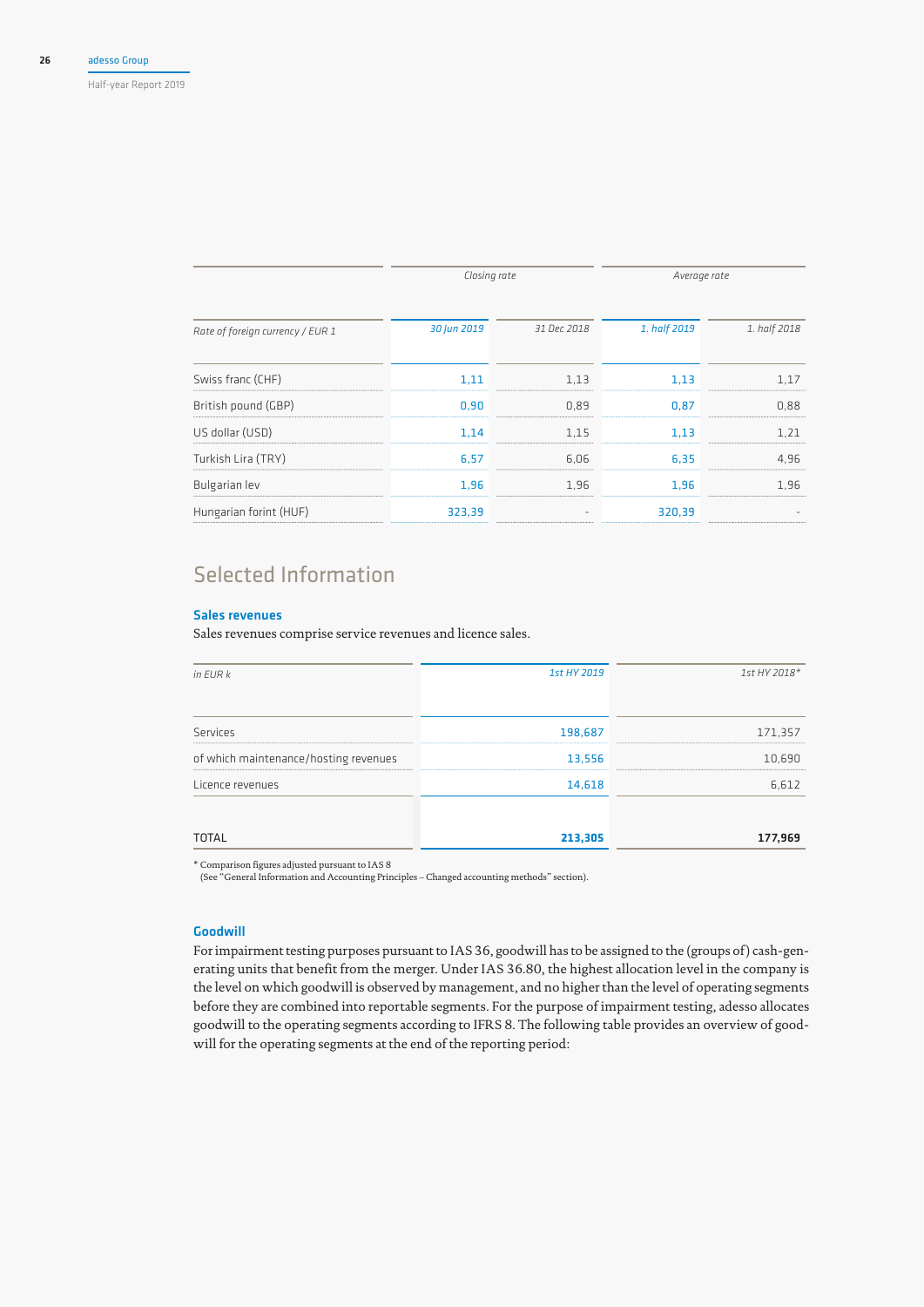| Rate of foreign currency / EUR 1 | Closing rate | | Average rate | |
|---|---|---|---|---|
| | 30 Jun 2019 | 31 Dec 2018 | 1. half 2019 | 1. half 2018 |
| Swiss franc (CHF) | 1,11 | 1,13 | 1,13 | 1,17 |
| British pound (GBP) | 0,90 | 0,89 | 0,87 | 0,88 |
| US dollar (USD) | 1,14 | 1,15 | 1,13 | 1,21 |
| Turkish Lira (TRY) | 6,57 | 6,06 | 6,35 | 4,96 |
| Bulgarian lev | 1,96 | 1,96 | 1,96 | 1,96 |
| Hungarian forint (HUF) | 323,39 | - | 320,39 | - |

## Selected Information

### Sales revenues

Sales revenues comprise service revenues and licence sales.

| in EUR k | 1st HY 2019 | 1st HY 2018* |
|---|---|---|
| Services | 198,687 | 171,357 |
| of which maintenance/hosting revenues | 13,556 | 10,690 |
| Licence revenues | 14,618 | 6,612 |
| **TOTAL** | **213,305** | **177,969** |

* Comparison figures adjusted pursuant to IAS 8
(See "General Information and Accounting Principles – Changed accounting methods" section).

### Goodwill

For impairment testing purposes pursuant to IAS 36, goodwill has to be assigned to the (groups of) cash-generating units that benefit from the merger. Under IAS 36.80, the highest allocation level in the company is the level on which goodwill is observed by management, and no higher than the level of operating segments before they are combined into reportable segments. For the purpose of impairment testing, adesso allocates goodwill to the operating segments according to IFRS 8. The following table provides an overview of goodwill for the operating segments at the end of the reporting period: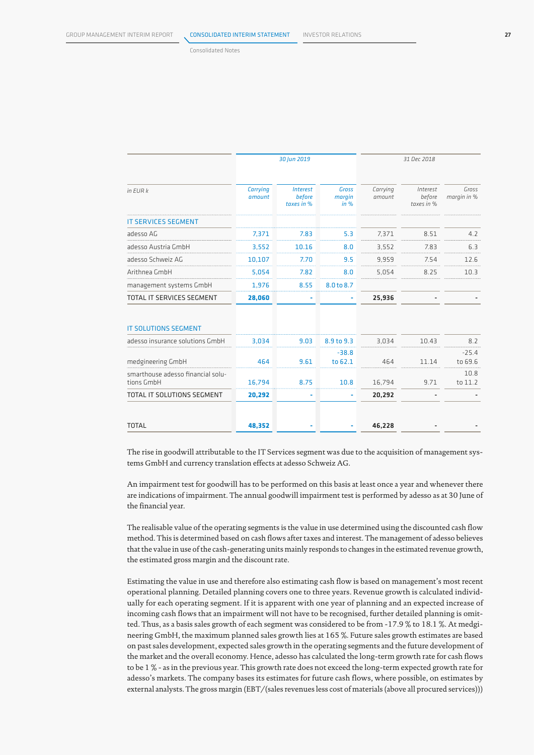| in EUR k | 30 Jun 2019 | | | 31 Dec 2018 | | |
|---|---|---|---|---|---|---|
| | Carrying amount | Interest before taxes in % | Gross margin in % | Carrying amount | Interest before taxes in % | Gross margin in % |
| **IT SERVICES SEGMENT** | | | | | | |
| adesso AG | 7,371 | 7.83 | 5.3 | 7,371 | 8.51 | 4.2 |
| adesso Austria GmbH | 3,552 | 10.16 | 8.0 | 3,552 | 7.83 | 6.3 |
| adesso Schweiz AG | 10,107 | 7.70 | 9.5 | 9,959 | 7.54 | 12.6 |
| Arithnea GmbH | 5,054 | 7.82 | 8.0 | 5,054 | 8.25 | 10.3 |
| management systems GmbH | 1,976 | 8.55 | 8.0 to 8.7 | | | |
| TOTAL IT SERVICES SEGMENT | **28,060** | - | - | **25,936** | - | - |
| **IT SOLUTIONS SEGMENT** | | | | | | |
| adesso insurance solutions GmbH | 3,034 | 9.03 | 8.9 to 9.3 | 3,034 | 10.43 | 8.2 |
| medgineering GmbH | 464 | 9.61 | -38.8 to 62.1 | 464 | 11.14 | -25.4 to 69.6 |
| smarthouse adesso financial solutions GmbH | 16,794 | 8.75 | 10.8 | 16,794 | 9.71 | 10.8 to 11.2 |
| TOTAL IT SOLUTIONS SEGMENT | **20,292** | - | - | **20,292** | - | - |
| TOTAL | **48,352** | - | - | **46,228** | - | - |

The rise in goodwill attributable to the IT Services segment was due to the acquisition of management systems GmbH and currency translation effects at adesso Schweiz AG.

An impairment test for goodwill has to be performed on this basis at least once a year and whenever there are indications of impairment. The annual goodwill impairment test is performed by adesso as at 30 June of the financial year.

The realisable value of the operating segments is the value in use determined using the discounted cash flow method. This is determined based on cash flows after taxes and interest. The management of adesso believes that the value in use of the cash-generating units mainly responds to changes in the estimated revenue growth, the estimated gross margin and the discount rate.

Estimating the value in use and therefore also estimating cash flow is based on management's most recent operational planning. Detailed planning covers one to three years. Revenue growth is calculated individually for each operating segment. If it is apparent with one year of planning and an expected increase of incoming cash flows that an impairment will not have to be recognised, further detailed planning is omitted. Thus, as a basis sales growth of each segment was considered to be from -17.9 % to 18.1 %. At medgineering GmbH, the maximum planned sales growth lies at 165 %. Future sales growth estimates are based on past sales development, expected sales growth in the operating segments and the future development of the market and the overall economy. Hence, adesso has calculated the long-term growth rate for cash flows to be 1 % - as in the previous year. This growth rate does not exceed the long-term expected growth rate for adesso's markets. The company bases its estimates for future cash flows, where possible, on estimates by external analysts. The gross margin (EBT/(sales revenues less cost of materials (above all procured services)))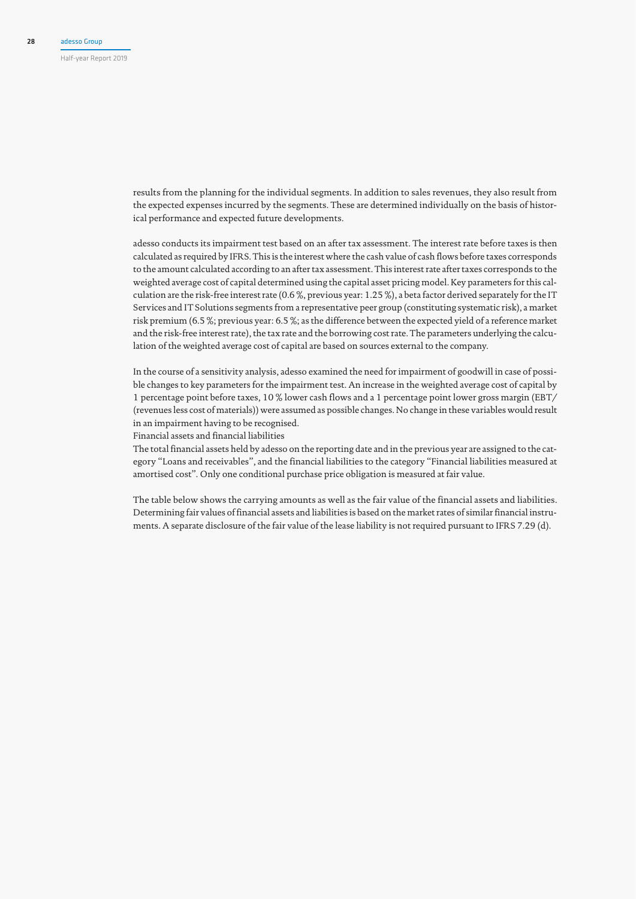results from the planning for the individual segments. In addition to sales revenues, they also result from the expected expenses incurred by the segments. These are determined individually on the basis of historical performance and expected future developments.

adesso conducts its impairment test based on an after tax assessment. The interest rate before taxes is then calculated as required by IFRS. This is the interest where the cash value of cash flows before taxes corresponds to the amount calculated according to an after tax assessment. This interest rate after taxes corresponds to the weighted average cost of capital determined using the capital asset pricing model. Key parameters for this calculation are the risk-free interest rate (0.6 %, previous year: 1.25 %), a beta factor derived separately for the IT Services and IT Solutions segments from a representative peer group (constituting systematic risk), a market risk premium (6.5 %; previous year: 6.5 %; as the difference between the expected yield of a reference market and the risk-free interest rate), the tax rate and the borrowing cost rate. The parameters underlying the calculation of the weighted average cost of capital are based on sources external to the company.

In the course of a sensitivity analysis, adesso examined the need for impairment of goodwill in case of possible changes to key parameters for the impairment test. An increase in the weighted average cost of capital by 1 percentage point before taxes, 10 % lower cash flows and a 1 percentage point lower gross margin (EBT/(revenues less cost of materials)) were assumed as possible changes. No change in these variables would result in an impairment having to be recognised.

Financial assets and financial liabilities

The total financial assets held by adesso on the reporting date and in the previous year are assigned to the category "Loans and receivables", and the financial liabilities to the category "Financial liabilities measured at amortised cost". Only one conditional purchase price obligation is measured at fair value.

The table below shows the carrying amounts as well as the fair value of the financial assets and liabilities. Determining fair values of financial assets and liabilities is based on the market rates of similar financial instruments. A separate disclosure of the fair value of the lease liability is not required pursuant to IFRS 7.29 (d).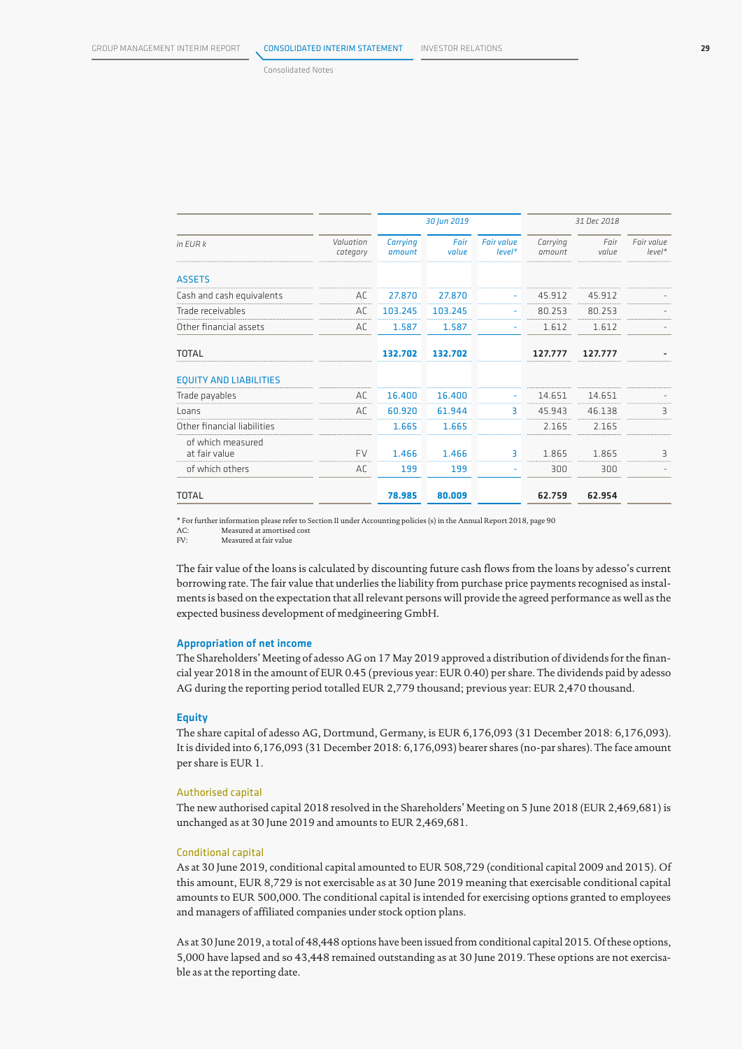| in EUR k | Valuation category | 30 Jun 2019 | | | 31 Dec 2018 | | |
|---|---|---|---|---|---|---|---|
| | | Carrying amount | Fair value | Fair value level* | Carrying amount | Fair value | Fair value level* |
| **ASSETS** | | | | | | | |
| Cash and cash equivalents | AC | 27.870 | 27.870 | - | 45.912 | 45.912 | - |
| Trade receivables | AC | 103.245 | 103.245 | - | 80.253 | 80.253 | - |
| Other financial assets | AC | 1.587 | 1.587 | - | 1.612 | 1.612 | - |
| TOTAL | | **132.702** | **132.702** | | **127.777** | **127.777** | **-** |
| **EQUITY AND LIABILITIES** | | | | | | | |
| Trade payables | AC | 16.400 | 16.400 | - | 14.651 | 14.651 | - |
| Loans | AC | 60.920 | 61.944 | 3 | 45.943 | 46.138 | 3 |
| Other financial liabilities | | 1.665 | 1.665 | | 2.165 | 2.165 | |
| of which measured at fair value | FV | 1.466 | 1.466 | 3 | 1.865 | 1.865 | 3 |
| of which others | AC | 199 | 199 | - | 300 | 300 | - |
| TOTAL | | **78.985** | **80.009** | | **62.759** | **62.954** | |

\* For further information please refer to Section II under Accounting policies (s) in the Annual Report 2018, page 90
AC: Measured at amortised cost
FV: Measured at fair value

The fair value of the loans is calculated by discounting future cash flows from the loans by adesso's current borrowing rate. The fair value that underlies the liability from purchase price payments recognised as instalments is based on the expectation that all relevant persons will provide the agreed performance as well as the expected business development of medgineering GmbH.

### Appropriation of net income

The Shareholders' Meeting of adesso AG on 17 May 2019 approved a distribution of dividends for the financial year 2018 in the amount of EUR 0.45 (previous year: EUR 0.40) per share. The dividends paid by adesso AG during the reporting period totalled EUR 2,779 thousand; previous year: EUR 2,470 thousand.

### Equity

The share capital of adesso AG, Dortmund, Germany, is EUR 6,176,093 (31 December 2018: 6,176,093). It is divided into 6,176,093 (31 December 2018: 6,176,093) bearer shares (no-par shares). The face amount per share is EUR 1.

#### Authorised capital

The new authorised capital 2018 resolved in the Shareholders' Meeting on 5 June 2018 (EUR 2,469,681) is unchanged as at 30 June 2019 and amounts to EUR 2,469,681.

#### Conditional capital

As at 30 June 2019, conditional capital amounted to EUR 508,729 (conditional capital 2009 and 2015). Of this amount, EUR 8,729 is not exercisable as at 30 June 2019 meaning that exercisable conditional capital amounts to EUR 500,000. The conditional capital is intended for exercising options granted to employees and managers of affiliated companies under stock option plans.

As at 30 June 2019, a total of 48,448 options have been issued from conditional capital 2015. Of these options, 5,000 have lapsed and so 43,448 remained outstanding as at 30 June 2019. These options are not exercisable as at the reporting date.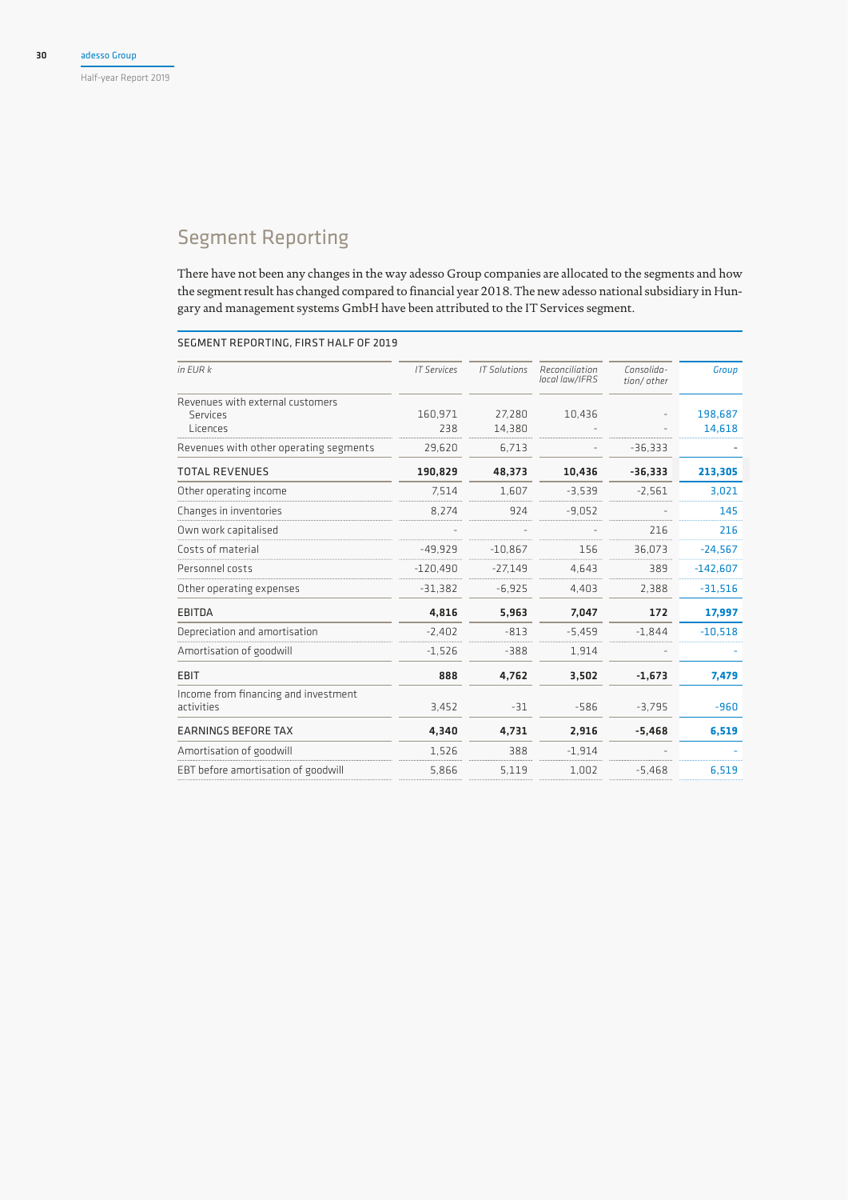# Segment Reporting

There have not been any changes in the way adesso Group companies are allocated to the segments and how the segment result has changed compared to financial year 2018. The new adesso national subsidiary in Hungary and management systems GmbH have been attributed to the IT Services segment.

SEGMENT REPORTING, FIRST HALF OF 2019

| *in EUR k* | *IT Services* | *IT Solutions* | *Reconciliation local law/IFRS* | *Consolidation/ other* | *Group* |
|---|---|---|---|---|---|
| Revenues with external customers | | | | | |
| Services | 160,971 | 27,280 | 10,436 | - | 198,687 |
| Licences | 238 | 14,380 | - | - | 14,618 |
| Revenues with other operating segments | 29,620 | 6,713 | - | -36,333 | - |
| TOTAL REVENUES | **190,829** | **48,373** | **10,436** | **-36,333** | **213,305** |
| Other operating income | 7,514 | 1,607 | -3,539 | -2,561 | 3,021 |
| Changes in inventories | 8,274 | 924 | -9,052 | - | 145 |
| Own work capitalised | - | - | - | 216 | 216 |
| Costs of material | -49,929 | -10,867 | 156 | 36,073 | -24,567 |
| Personnel costs | -120,490 | -27,149 | 4,643 | 389 | -142,607 |
| Other operating expenses | -31,382 | -6,925 | 4,403 | 2,388 | -31,516 |
| EBITDA | **4,816** | **5,963** | **7,047** | **172** | **17,997** |
| Depreciation and amortisation | -2,402 | -813 | -5,459 | -1,844 | -10,518 |
| Amortisation of goodwill | -1,526 | -388 | 1,914 | - | - |
| EBIT | **888** | **4,762** | **3,502** | **-1,673** | **7,479** |
| Income from financing and investment activities | 3,452 | -31 | -586 | -3,795 | -960 |
| EARNINGS BEFORE TAX | **4,340** | **4,731** | **2,916** | **-5,468** | **6,519** |
| Amortisation of goodwill | 1,526 | 388 | -1,914 | - | - |
| EBT before amortisation of goodwill | 5,866 | 5,119 | 1,002 | -5,468 | 6,519 |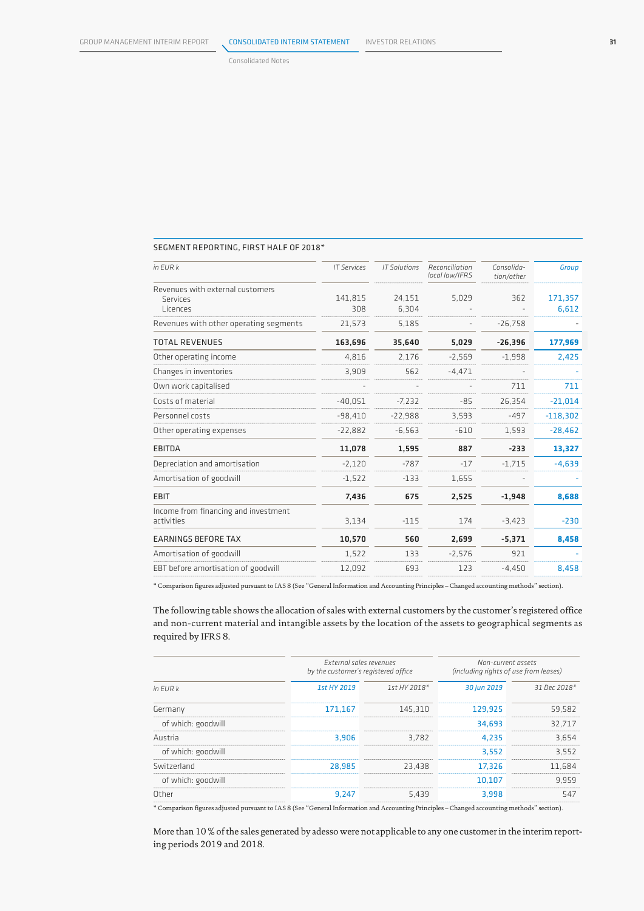Consolidated Notes

SEGMENT REPORTING, FIRST HALF OF 2018*

| in EUR k | IT Services | IT Solutions | Reconciliation local law/IFRS | Consolida-tion/other | Group |
|---|---|---|---|---|---|
| Revenues with external customers | | | | | |
| Services | 141,815 | 24,151 | 5,029 | 362 | 171,357 |
| Licences | 308 | 6,304 | - | - | 6,612 |
| Revenues with other operating segments | 21,573 | 5,185 | - | -26,758 | - |
| TOTAL REVENUES | **163,696** | **35,640** | **5,029** | **-26,396** | **177,969** |
| Other operating income | 4,816 | 2,176 | -2,569 | -1,998 | 2,425 |
| Changes in inventories | 3,909 | 562 | -4,471 | - | - |
| Own work capitalised | - | - | - | 711 | 711 |
| Costs of material | -40,051 | -7,232 | -85 | 26,354 | -21,014 |
| Personnel costs | -98,410 | -22,988 | 3,593 | -497 | -118,302 |
| Other operating expenses | -22,882 | -6,563 | -610 | 1,593 | -28,462 |
| EBITDA | **11,078** | **1,595** | **887** | **-233** | **13,327** |
| Depreciation and amortisation | -2,120 | -787 | -17 | -1,715 | -4,639 |
| Amortisation of goodwill | -1,522 | -133 | 1,655 | - | - |
| EBIT | **7,436** | **675** | **2,525** | **-1,948** | **8,688** |
| Income from financing and investment activities | 3,134 | -115 | 174 | -3,423 | -230 |
| EARNINGS BEFORE TAX | **10,570** | **560** | **2,699** | **-5,371** | **8,458** |
| Amortisation of goodwill | 1,522 | 133 | -2,576 | 921 | - |
| EBT before amortisation of goodwill | 12,092 | 693 | 123 | -4,450 | 8,458 |

* Comparison figures adjusted pursuant to IAS 8 (See "General Information and Accounting Principles – Changed accounting methods" section).

The following table shows the allocation of sales with external customers by the customer's registered office and non-current material and intangible assets by the location of the assets to geographical segments as required by IFRS 8.

| | External sales revenues by the customer's registered office | | Non-current assets (including rights of use from leases) | |
|---|---|---|---|---|
| in EUR k | 1st HY 2019 | 1st HY 2018* | 30 Jun 2019 | 31 Dec 2018* |
| Germany | 171,167 | 145,310 | 129,925 | 59,582 |
| of which: goodwill | | | 34,693 | 32,717 |
| Austria | 3,906 | 3,782 | 4,235 | 3,654 |
| of which: goodwill | | | 3,552 | 3,552 |
| Switzerland | 28,985 | 23,438 | 17,326 | 11,684 |
| of which: goodwill | | | 10,107 | 9,959 |
| Other | 9,247 | 5,439 | 3,998 | 547 |

* Comparison figures adjusted pursuant to IAS 8 (See "General Information and Accounting Principles – Changed accounting methods" section).

More than 10 % of the sales generated by adesso were not applicable to any one customer in the interim reporting periods 2019 and 2018.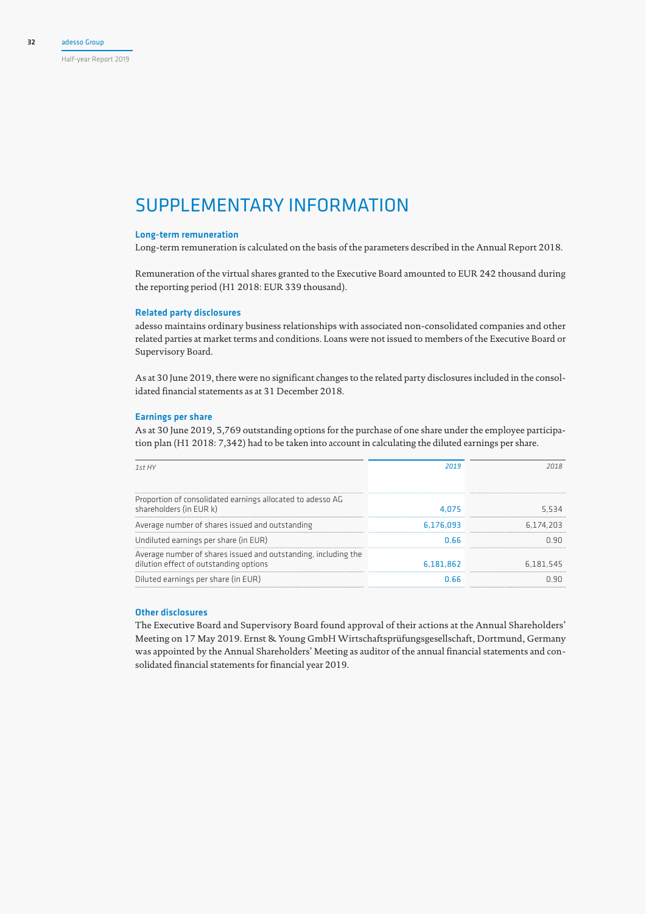# SUPPLEMENTARY INFORMATION

### Long-term remuneration

Long-term remuneration is calculated on the basis of the parameters described in the Annual Report 2018.

Remuneration of the virtual shares granted to the Executive Board amounted to EUR 242 thousand during the reporting period (H1 2018: EUR 339 thousand).

### Related party disclosures

adesso maintains ordinary business relationships with associated non-consolidated companies and other related parties at market terms and conditions. Loans were not issued to members of the Executive Board or Supervisory Board.

As at 30 June 2019, there were no significant changes to the related party disclosures included in the consolidated financial statements as at 31 December 2018.

### Earnings per share

As at 30 June 2019, 5,769 outstanding options for the purchase of one share under the employee participation plan (H1 2018: 7,342) had to be taken into account in calculating the diluted earnings per share.

| *1st HY* | *2019* | *2018* |
|---|---|---|
| Proportion of consolidated earnings allocated to adesso AG shareholders (in EUR k) | 4,075 | 5,534 |
| Average number of shares issued and outstanding | 6,176,093 | 6,174,203 |
| Undiluted earnings per share (in EUR) | 0.66 | 0.90 |
| Average number of shares issued and outstanding, including the dilution effect of outstanding options | 6,181,862 | 6,181,545 |
| Diluted earnings per share (in EUR) | 0.66 | 0.90 |

### Other disclosures

The Executive Board and Supervisory Board found approval of their actions at the Annual Shareholders' Meeting on 17 May 2019. Ernst & Young GmbH Wirtschaftsprüfungsgesellschaft, Dortmund, Germany was appointed by the Annual Shareholders' Meeting as auditor of the annual financial statements and consolidated financial statements for financial year 2019.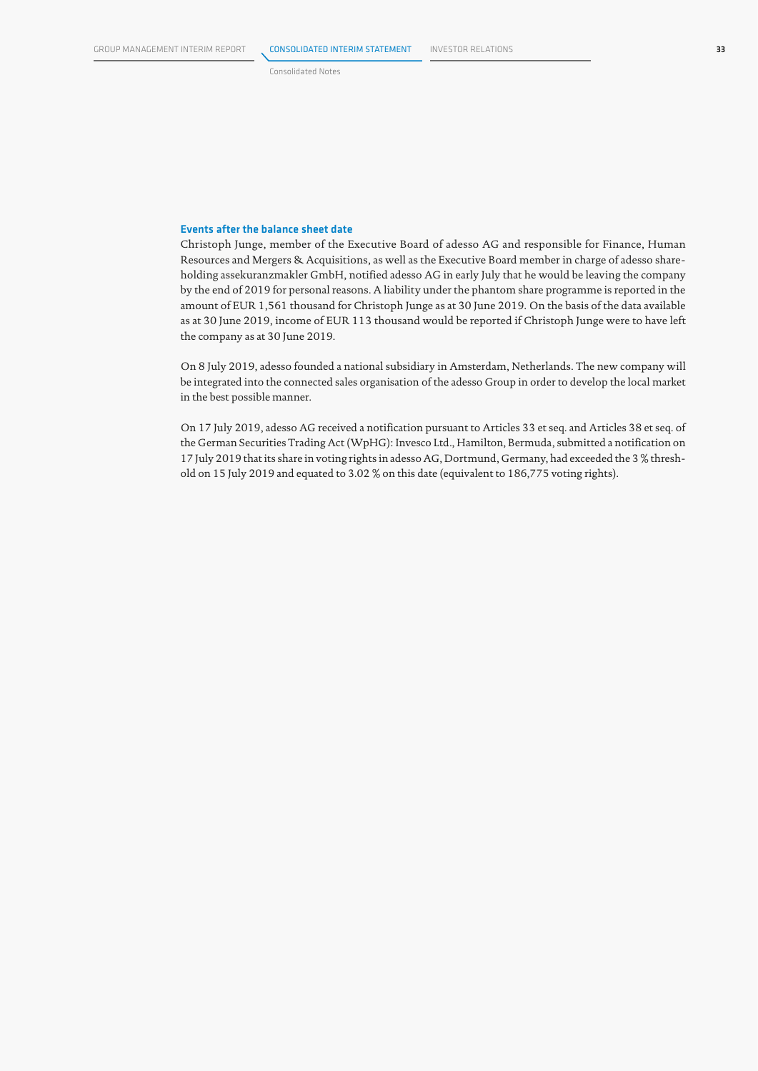### Events after the balance sheet date

Christoph Junge, member of the Executive Board of adesso AG and responsible for Finance, Human Resources and Mergers & Acquisitions, as well as the Executive Board member in charge of adesso shareholding assekuranzmakler GmbH, notified adesso AG in early July that he would be leaving the company by the end of 2019 for personal reasons. A liability under the phantom share programme is reported in the amount of EUR 1,561 thousand for Christoph Junge as at 30 June 2019. On the basis of the data available as at 30 June 2019, income of EUR 113 thousand would be reported if Christoph Junge were to have left the company as at 30 June 2019.

On 8 July 2019, adesso founded a national subsidiary in Amsterdam, Netherlands. The new company will be integrated into the connected sales organisation of the adesso Group in order to develop the local market in the best possible manner.

On 17 July 2019, adesso AG received a notification pursuant to Articles 33 et seq. and Articles 38 et seq. of the German Securities Trading Act (WpHG): Invesco Ltd., Hamilton, Bermuda, submitted a notification on 17 July 2019 that its share in voting rights in adesso AG, Dortmund, Germany, had exceeded the 3 % threshold on 15 July 2019 and equated to 3.02 % on this date (equivalent to 186,775 voting rights).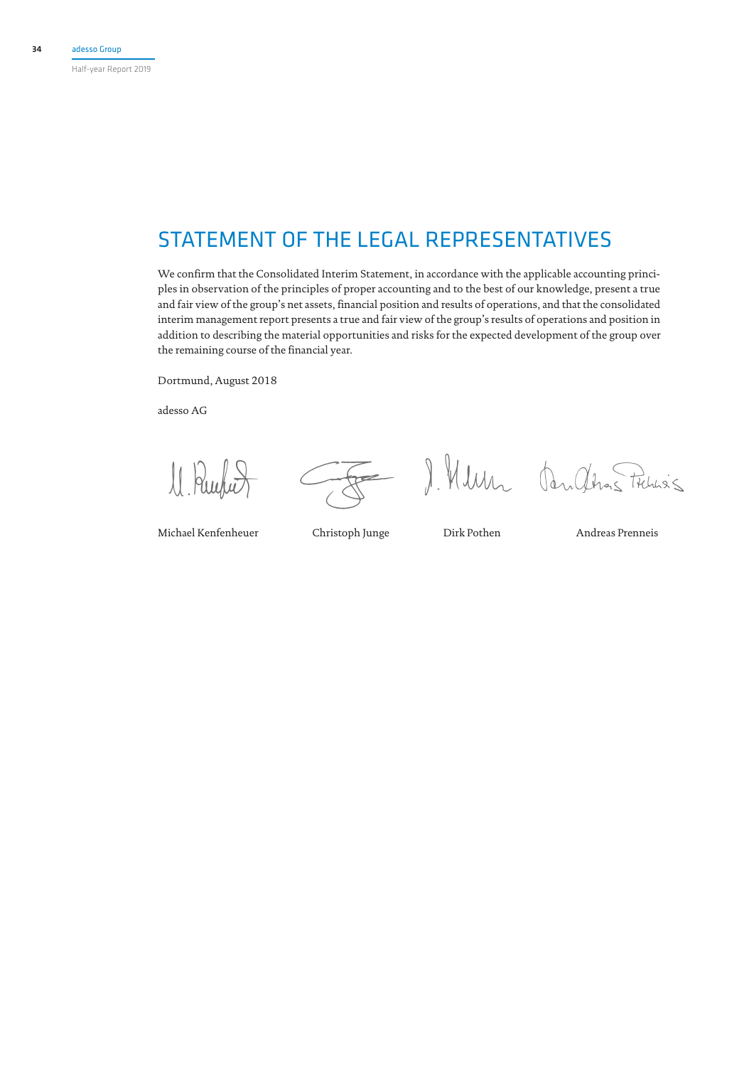# STATEMENT OF THE LEGAL REPRESENTATIVES

We confirm that the Consolidated Interim Statement, in accordance with the applicable accounting principles in observation of the principles of proper accounting and to the best of our knowledge, present a true and fair view of the group's net assets, financial position and results of operations, and that the consolidated interim management report presents a true and fair view of the group's results of operations and position in addition to describing the material opportunities and risks for the expected development of the group over the remaining course of the financial year.

Dortmund, August 2018

adesso AG

| Michael Kenfenheuer | Christoph Junge | Dirk Pothen | Andreas Prenneis |
|---|---|---|---|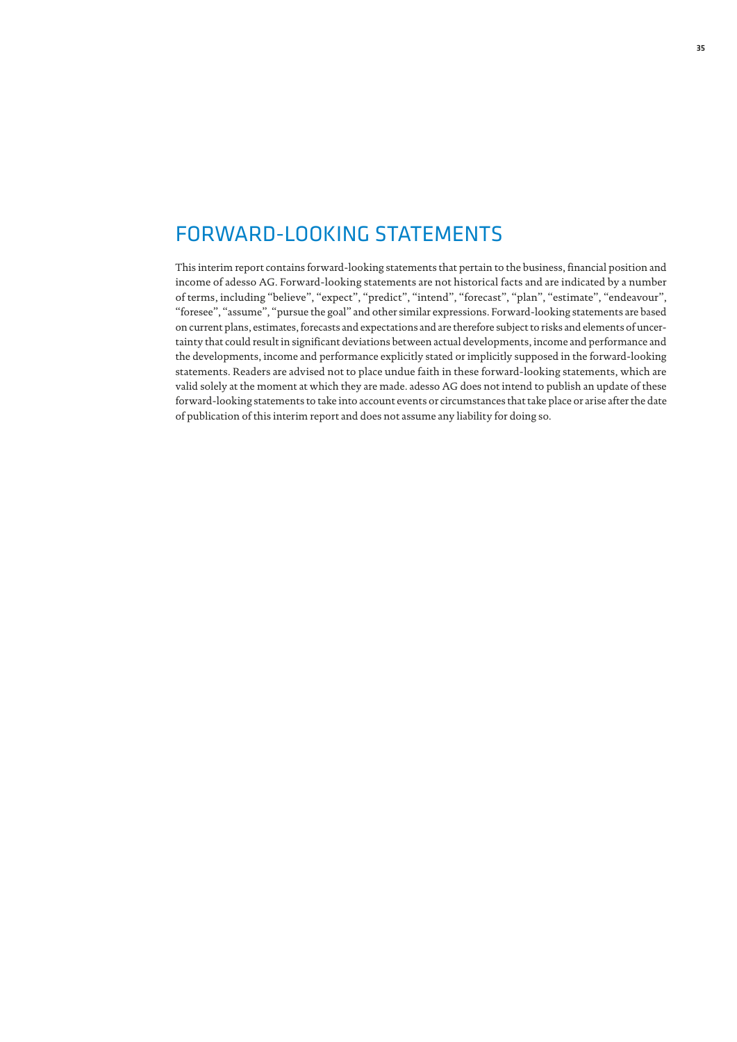# FORWARD-LOOKING STATEMENTS

This interim report contains forward-looking statements that pertain to the business, financial position and income of adesso AG. Forward-looking statements are not historical facts and are indicated by a number of terms, including "believe", "expect", "predict", "intend", "forecast", "plan", "estimate", "endeavour", "foresee", "assume", "pursue the goal" and other similar expressions. Forward-looking statements are based on current plans, estimates, forecasts and expectations and are therefore subject to risks and elements of uncertainty that could result in significant deviations between actual developments, income and performance and the developments, income and performance explicitly stated or implicitly supposed in the forward-looking statements. Readers are advised not to place undue faith in these forward-looking statements, which are valid solely at the moment at which they are made. adesso AG does not intend to publish an update of these forward-looking statements to take into account events or circumstances that take place or arise after the date of publication of this interim report and does not assume any liability for doing so.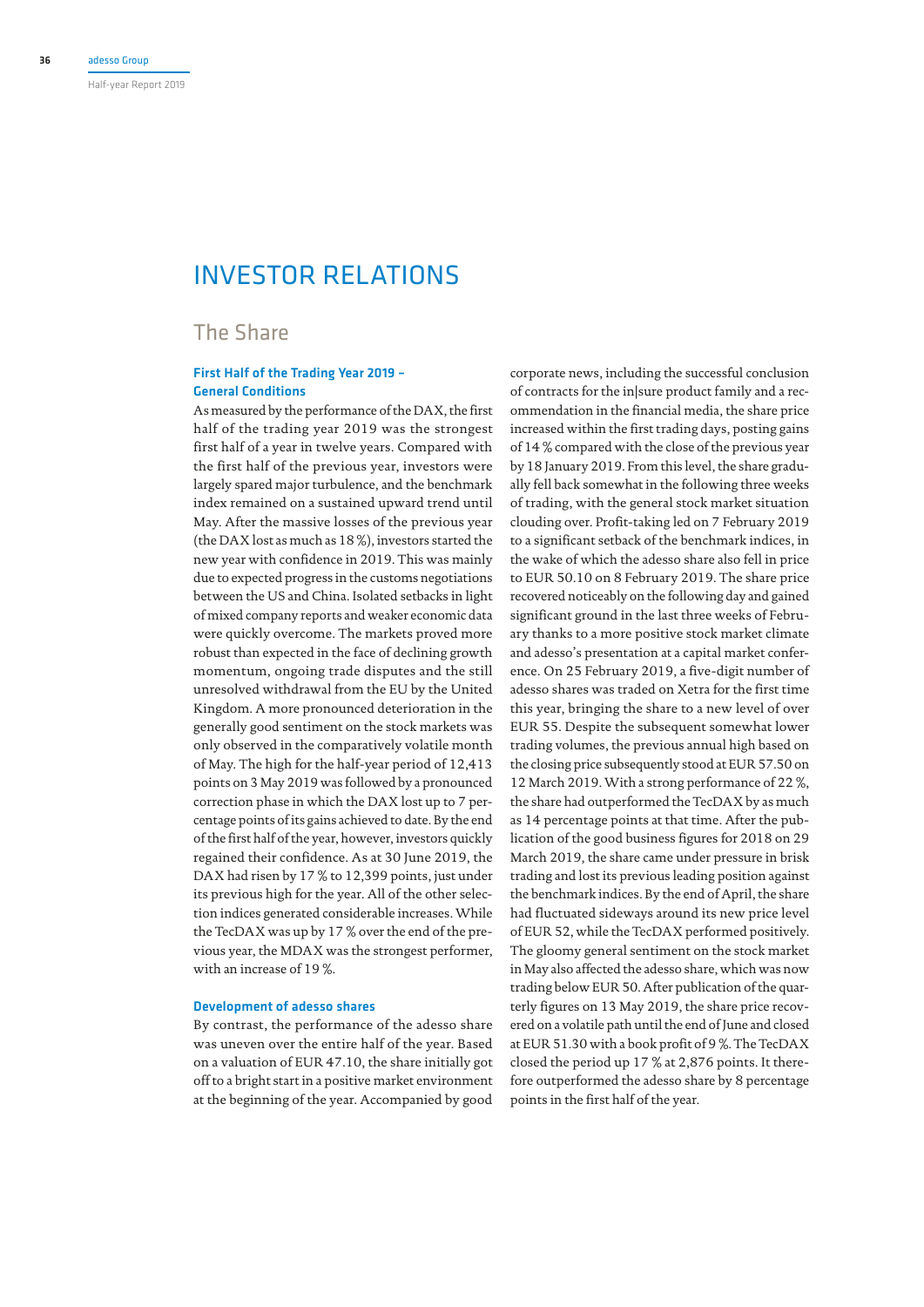# INVESTOR RELATIONS

## The Share

### First Half of the Trading Year 2019 – General Conditions

As measured by the performance of the DAX, the first half of the trading year 2019 was the strongest first half of a year in twelve years. Compared with the first half of the previous year, investors were largely spared major turbulence, and the benchmark index remained on a sustained upward trend until May. After the massive losses of the previous year (the DAX lost as much as 18 %), investors started the new year with confidence in 2019. This was mainly due to expected progress in the customs negotiations between the US and China. Isolated setbacks in light of mixed company reports and weaker economic data were quickly overcome. The markets proved more robust than expected in the face of declining growth momentum, ongoing trade disputes and the still unresolved withdrawal from the EU by the United Kingdom. A more pronounced deterioration in the generally good sentiment on the stock markets was only observed in the comparatively volatile month of May. The high for the half-year period of 12,413 points on 3 May 2019 was followed by a pronounced correction phase in which the DAX lost up to 7 percentage points of its gains achieved to date. By the end of the first half of the year, however, investors quickly regained their confidence. As at 30 June 2019, the DAX had risen by 17 % to 12,399 points, just under its previous high for the year. All of the other selection indices generated considerable increases. While the TecDAX was up by 17 % over the end of the previous year, the MDAX was the strongest performer, with an increase of 19 %.

### Development of adesso shares

By contrast, the performance of the adesso share was uneven over the entire half of the year. Based on a valuation of EUR 47.10, the share initially got off to a bright start in a positive market environment at the beginning of the year. Accompanied by good corporate news, including the successful conclusion of contracts for the in|sure product family and a recommendation in the financial media, the share price increased within the first trading days, posting gains of 14 % compared with the close of the previous year by 18 January 2019. From this level, the share gradually fell back somewhat in the following three weeks of trading, with the general stock market situation clouding over. Profit-taking led on 7 February 2019 to a significant setback of the benchmark indices, in the wake of which the adesso share also fell in price to EUR 50.10 on 8 February 2019. The share price recovered noticeably on the following day and gained significant ground in the last three weeks of February thanks to a more positive stock market climate and adesso's presentation at a capital market conference. On 25 February 2019, a five-digit number of adesso shares was traded on Xetra for the first time this year, bringing the share to a new level of over EUR 55. Despite the subsequent somewhat lower trading volumes, the previous annual high based on the closing price subsequently stood at EUR 57.50 on 12 March 2019. With a strong performance of 22 %, the share had outperformed the TecDAX by as much as 14 percentage points at that time. After the publication of the good business figures for 2018 on 29 March 2019, the share came under pressure in brisk trading and lost its previous leading position against the benchmark indices. By the end of April, the share had fluctuated sideways around its new price level of EUR 52, while the TecDAX performed positively. The gloomy general sentiment on the stock market in May also affected the adesso share, which was now trading below EUR 50. After publication of the quarterly figures on 13 May 2019, the share price recovered on a volatile path until the end of June and closed at EUR 51.30 with a book profit of 9 %. The TecDAX closed the period up 17 % at 2,876 points. It therefore outperformed the adesso share by 8 percentage points in the first half of the year.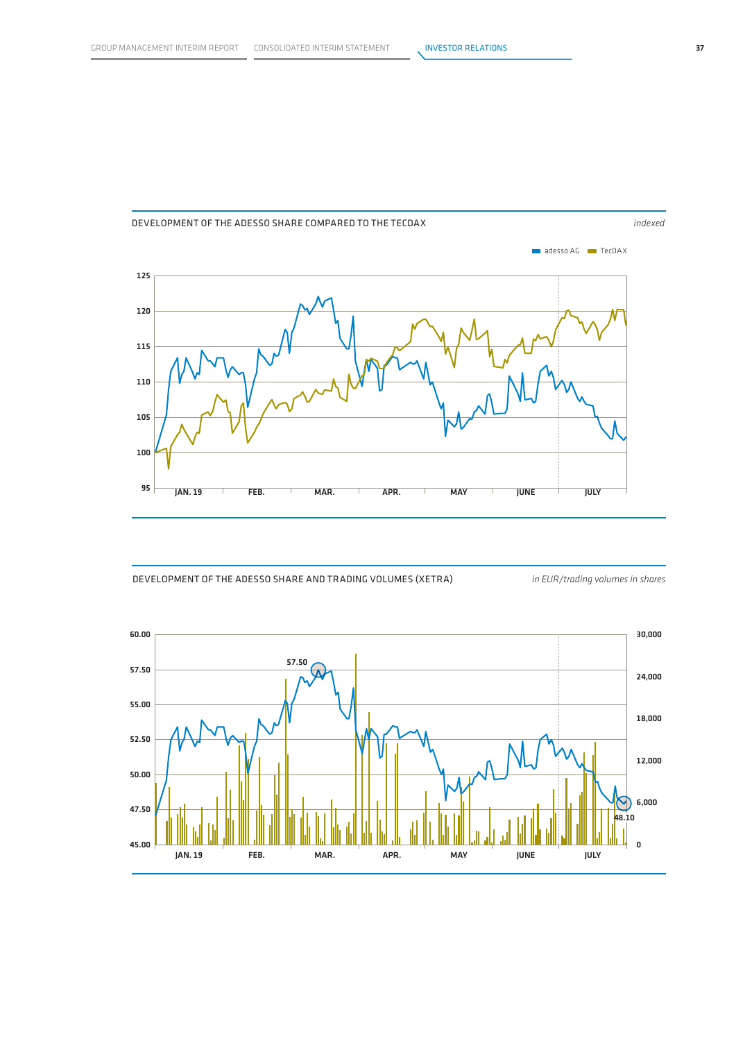DEVELOPMENT OF THE ADESSO SHARE COMPARED TO THE TECDAX

*indexed*

adesso AG | TecDAX

125
120
115
110
105
100
95

JAN. 19 | FEB. | MAR. | APR. | MAY | JUNE | JULY

DEVELOPMENT OF THE ADESSO SHARE AND TRADING VOLUMES (XETRA)

*in EUR/trading volumes in shares*

60.00 | 30,000
57.50 | 24,000
55.00 | 18,000
52.50 | 12,000
50.00 | 6,000
47.50 | 0
45.00

57.50

48.10

JAN. 19 | FEB. | MAR. | APR. | MAY | JUNE | JULY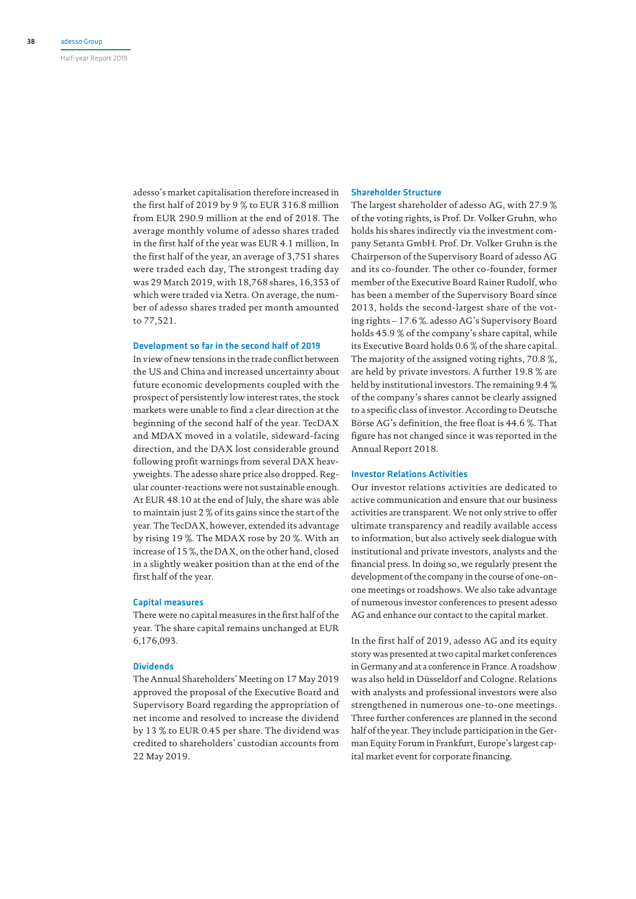adesso's market capitalisation therefore increased in the first half of 2019 by 9 % to EUR 316.8 million from EUR 290.9 million at the end of 2018. The average monthly volume of adesso shares traded in the first half of the year was EUR 4.1 million, In the first half of the year, an average of 3,751 shares were traded each day, The strongest trading day was 29 March 2019, with 18,768 shares, 16,353 of which were traded via Xetra. On average, the number of adesso shares traded per month amounted to 77,521.

### Development so far in the second half of 2019

In view of new tensions in the trade conflict between the US and China and increased uncertainty about future economic developments coupled with the prospect of persistently low interest rates, the stock markets were unable to find a clear direction at the beginning of the second half of the year. TecDAX and MDAX moved in a volatile, sideward-facing direction, and the DAX lost considerable ground following profit warnings from several DAX heavyweights. The adesso share price also dropped. Regular counter-reactions were not sustainable enough. At EUR 48.10 at the end of July, the share was able to maintain just 2 % of its gains since the start of the year. The TecDAX, however, extended its advantage by rising 19 %. The MDAX rose by 20 %. With an increase of 15 %, the DAX, on the other hand, closed in a slightly weaker position than at the end of the first half of the year.

### Capital measures

There were no capital measures in the first half of the year. The share capital remains unchanged at EUR 6,176,093.

### Dividends

The Annual Shareholders' Meeting on 17 May 2019 approved the proposal of the Executive Board and Supervisory Board regarding the appropriation of net income and resolved to increase the dividend by 13 % to EUR 0.45 per share. The dividend was credited to shareholders' custodian accounts from 22 May 2019.

### Shareholder Structure

The largest shareholder of adesso AG, with 27.9 % of the voting rights, is Prof. Dr. Volker Gruhn, who holds his shares indirectly via the investment company Setanta GmbH. Prof. Dr. Volker Gruhn is the Chairperson of the Supervisory Board of adesso AG and its co-founder. The other co-founder, former member of the Executive Board Rainer Rudolf, who has been a member of the Supervisory Board since 2013, holds the second-largest share of the voting rights – 17.6 %. adesso AG's Supervisory Board holds 45.9 % of the company's share capital, while its Executive Board holds 0.6 % of the share capital. The majority of the assigned voting rights, 70.8 %, are held by private investors. A further 19.8 % are held by institutional investors. The remaining 9.4 % of the company's shares cannot be clearly assigned to a specific class of investor. According to Deutsche Börse AG's definition, the free float is 44.6 %. That figure has not changed since it was reported in the Annual Report 2018.

### Investor Relations Activities

Our investor relations activities are dedicated to active communication and ensure that our business activities are transparent. We not only strive to offer ultimate transparency and readily available access to information, but also actively seek dialogue with institutional and private investors, analysts and the financial press. In doing so, we regularly present the development of the company in the course of one-on-one meetings or roadshows. We also take advantage of numerous investor conferences to present adesso AG and enhance our contact to the capital market.

In the first half of 2019, adesso AG and its equity story was presented at two capital market conferences in Germany and at a conference in France. A roadshow was also held in Düsseldorf and Cologne. Relations with analysts and professional investors were also strengthened in numerous one-to-one meetings. Three further conferences are planned in the second half of the year. They include participation in the German Equity Forum in Frankfurt, Europe's largest capital market event for corporate financing.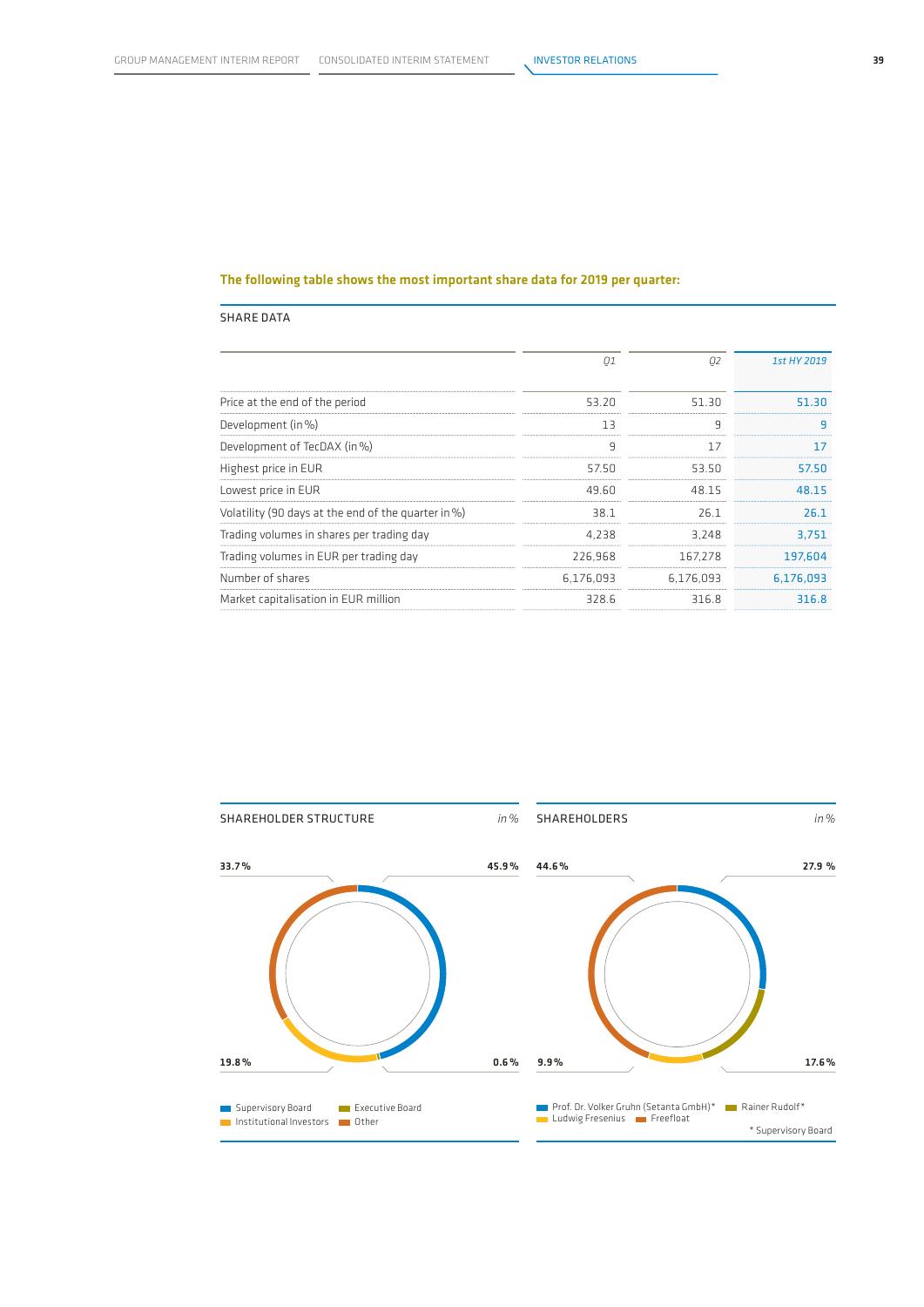**The following table shows the most important share data for 2019 per quarter:**

SHARE DATA

| | Q1 | Q2 | 1st HY 2019 |
|---|---|---|---|
| Price at the end of the period | 53.20 | 51.30 | 51.30 |
| Development (in %) | 13 | 9 | 9 |
| Development of TecDAX (in %) | 9 | 17 | 17 |
| Highest price in EUR | 57.50 | 53.50 | 57.50 |
| Lowest price in EUR | 49.60 | 48.15 | 48.15 |
| Volatility (90 days at the end of the quarter in %) | 38.1 | 26.1 | 26.1 |
| Trading volumes in shares per trading day | 4,238 | 3,248 | 3,751 |
| Trading volumes in EUR per trading day | 226,968 | 167,278 | 197,604 |
| Number of shares | 6,176,093 | 6,176,093 | 6,176,093 |
| Market capitalisation in EUR million | 328.6 | 316.8 | 316.8 |

SHAREHOLDER STRUCTURE *in %*

- Supervisory Board: 45.9 %
- Executive Board: 0.6 %
- Institutional Investors: 19.8 %
- Other: 33.7 %

SHAREHOLDERS *in %*

- Prof. Dr. Volker Gruhn (Setanta GmbH)*: 27.9 %
- Rainer Rudolf*: 17.6 %
- Ludwig Fresenius: 9.9 %
- Freefloat: 44.6 %

\* Supervisory Board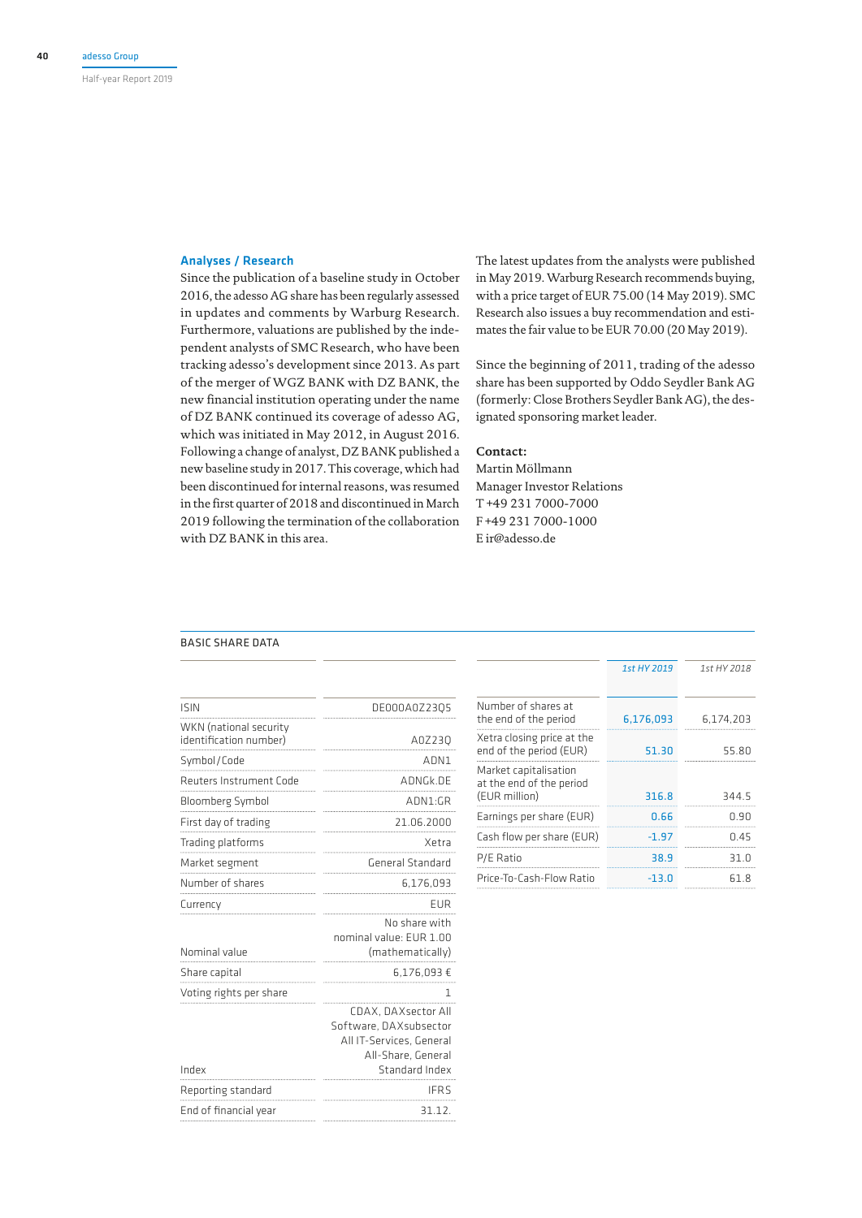### Analyses / Research

Since the publication of a baseline study in October 2016, the adesso AG share has been regularly assessed in updates and comments by Warburg Research. Furthermore, valuations are published by the independent analysts of SMC Research, who have been tracking adesso's development since 2013. As part of the merger of WGZ BANK with DZ BANK, the new financial institution operating under the name of DZ BANK continued its coverage of adesso AG, which was initiated in May 2012, in August 2016. Following a change of analyst, DZ BANK published a new baseline study in 2017. This coverage, which had been discontinued for internal reasons, was resumed in the first quarter of 2018 and discontinued in March 2019 following the termination of the collaboration with DZ BANK in this area.

The latest updates from the analysts were published in May 2019. Warburg Research recommends buying, with a price target of EUR 75.00 (14 May 2019). SMC Research also issues a buy recommendation and estimates the fair value to be EUR 70.00 (20 May 2019).

Since the beginning of 2011, trading of the adesso share has been supported by Oddo Seydler Bank AG (formerly: Close Brothers Seydler Bank AG), the designated sponsoring market leader.

**Contact:**
Martin Möllmann
Manager Investor Relations
T +49 231 7000-7000
F +49 231 7000-1000
E ir@adesso.de

BASIC SHARE DATA

| | |
|---|---|
| ISIN | DE000A0Z23Q5 |
| WKN (national security identification number) | A0Z23Q |
| Symbol/Code | ADN1 |
| Reuters Instrument Code | ADNGk.DE |
| Bloomberg Symbol | ADN1:GR |
| First day of trading | 21.06.2000 |
| Trading platforms | Xetra |
| Market segment | General Standard |
| Number of shares | 6,176,093 |
| Currency | EUR |
| Nominal value | No share with nominal value: EUR 1.00 (mathematically) |
| Share capital | 6,176,093 € |
| Voting rights per share | 1 |
| Index | CDAX, DAXsector All Software, DAXsubsector All IT-Services, General All-Share, General Standard Index |
| Reporting standard | IFRS |
| End of financial year | 31.12. |

| | *1st HY 2019* | *1st HY 2018* |
|---|---|---|
| Number of shares at the end of the period | 6,176,093 | 6,174,203 |
| Xetra closing price at the end of the period (EUR) | 51.30 | 55.80 |
| Market capitalisation at the end of the period (EUR million) | 316.8 | 344.5 |
| Earnings per share (EUR) | 0.66 | 0.90 |
| Cash flow per share (EUR) | -1.97 | 0.45 |
| P/E Ratio | 38.9 | 31.0 |
| Price-To-Cash-Flow Ratio | -13.0 | 61.8 |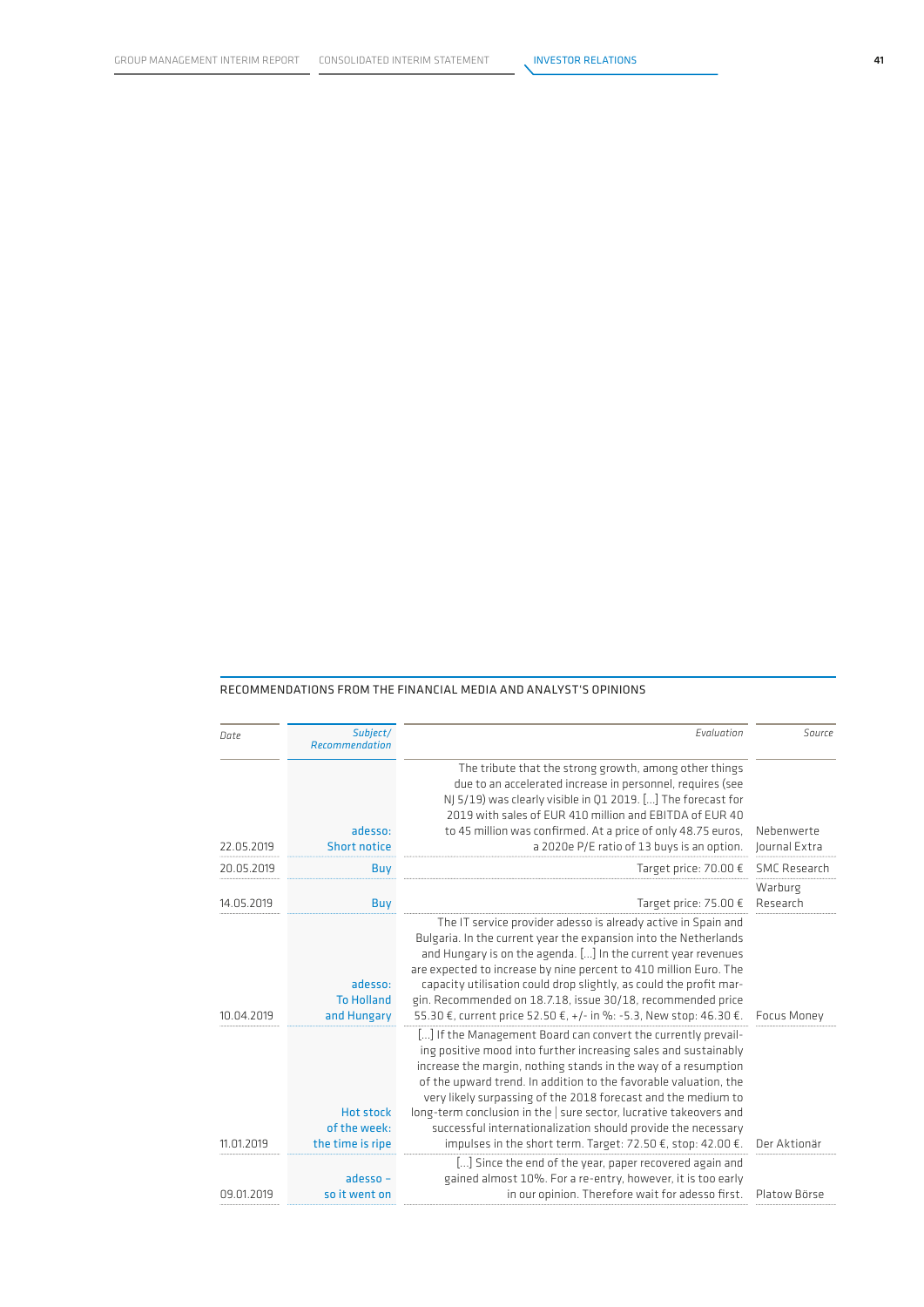## RECOMMENDATIONS FROM THE FINANCIAL MEDIA AND ANALYST'S OPINIONS

| *Date* | *Subject/ Recommendation* | *Evaluation* | *Source* |
|---|---|---|---|
| 22.05.2019 | adesso: Short notice | The tribute that the strong growth, among other things due to an accelerated increase in personnel, requires (see NJ 5/19) was clearly visible in Q1 2019. […] The forecast for 2019 with sales of EUR 410 million and EBITDA of EUR 40 to 45 million was confirmed. At a price of only 48.75 euros, a 2020e P/E ratio of 13 buys is an option. | Nebenwerte Journal Extra |
| 20.05.2019 | Buy | Target price: 70.00 € | SMC Research |
| 14.05.2019 | Buy | Target price: 75.00 € | Warburg Research |
| 10.04.2019 | adesso: To Holland and Hungary | The IT service provider adesso is already active in Spain and Bulgaria. In the current year the expansion into the Netherlands and Hungary is on the agenda. […] In the current year revenues are expected to increase by nine percent to 410 million Euro. The capacity utilisation could drop slightly, as could the profit margin. Recommended on 18.7.18, issue 30/18, recommended price 55.30 €, current price 52.50 €, +/- in %: -5.3, New stop: 46.30 €. | Focus Money |
| 11.01.2019 | Hot stock of the week: the time is ripe | […] If the Management Board can convert the currently prevailing positive mood into further increasing sales and sustainably increase the margin, nothing stands in the way of a resumption of the upward trend. In addition to the favorable valuation, the very likely surpassing of the 2018 forecast and the medium to long-term conclusion in the \| sure sector, lucrative takeovers and successful internationalization should provide the necessary impulses in the short term. Target: 72.50 €, stop: 42.00 €. | Der Aktionär |
| 09.01.2019 | adesso – so it went on | […] Since the end of the year, paper recovered again and gained almost 10%. For a re-entry, however, it is too early in our opinion. Therefore wait for adesso first. | Platow Börse |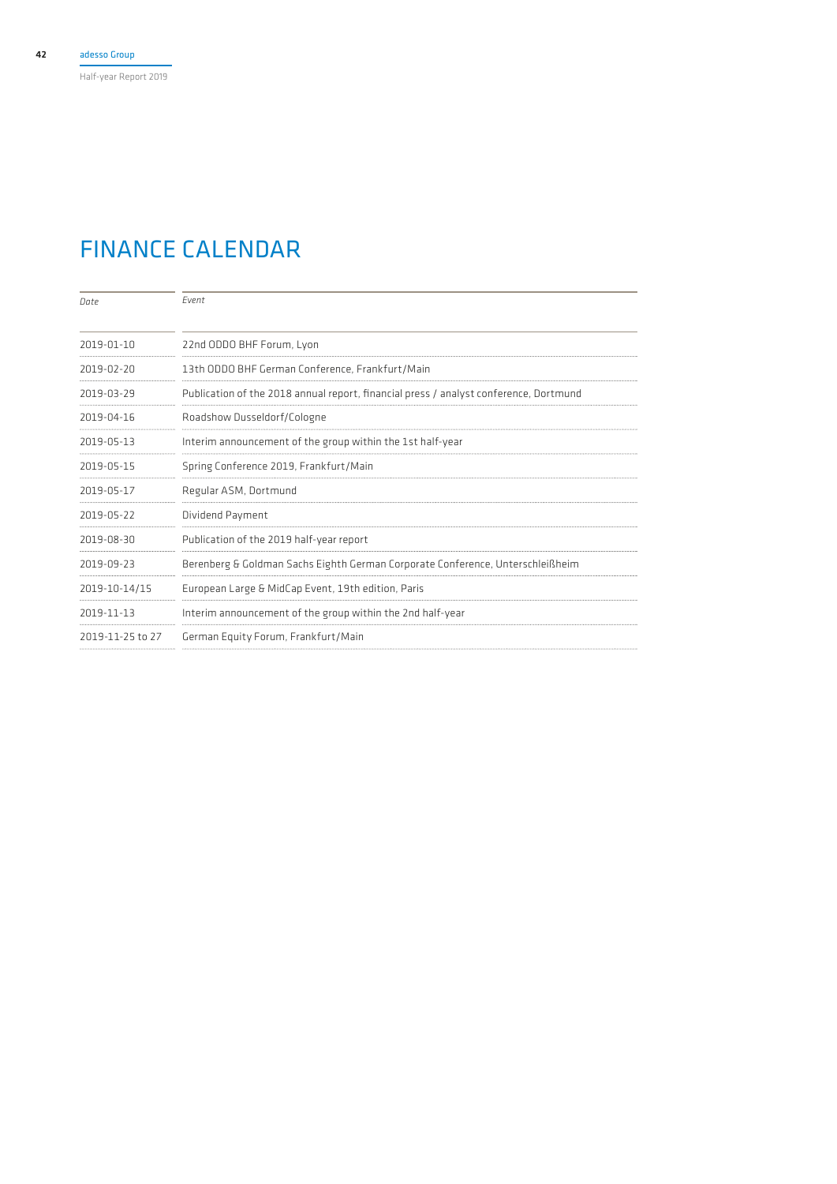# FINANCE CALENDAR

| *Date* | *Event* |
|---|---|
| 2019-01-10 | 22nd ODDO BHF Forum, Lyon |
| 2019-02-20 | 13th ODDO BHF German Conference, Frankfurt/Main |
| 2019-03-29 | Publication of the 2018 annual report, financial press / analyst conference, Dortmund |
| 2019-04-16 | Roadshow Dusseldorf/Cologne |
| 2019-05-13 | Interim announcement of the group within the 1st half-year |
| 2019-05-15 | Spring Conference 2019, Frankfurt/Main |
| 2019-05-17 | Regular ASM, Dortmund |
| 2019-05-22 | Dividend Payment |
| 2019-08-30 | Publication of the 2019 half-year report |
| 2019-09-23 | Berenberg & Goldman Sachs Eighth German Corporate Conference, Unterschleißheim |
| 2019-10-14/15 | European Large & MidCap Event, 19th edition, Paris |
| 2019-11-13 | Interim announcement of the group within the 2nd half-year |
| 2019-11-25 to 27 | German Equity Forum, Frankfurt/Main |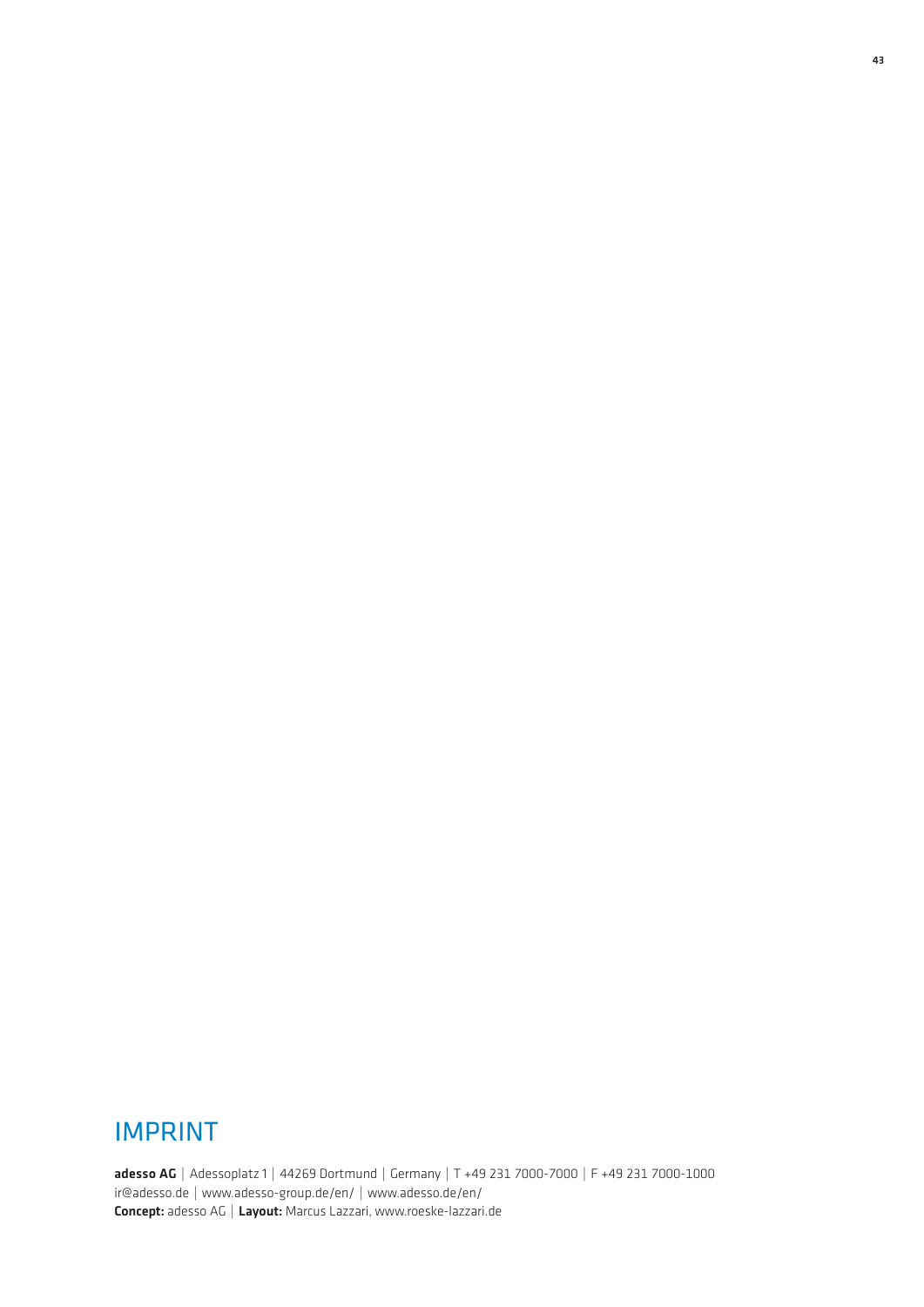# IMPRINT

**adesso AG** | Adessoplatz 1 | 44269 Dortmund | Germany | T +49 231 7000-7000 | F +49 231 7000-1000
ir@adesso.de | www.adesso-group.de/en/ | www.adesso.de/en/
**Concept:** adesso AG | **Layout:** Marcus Lazzari, www.roeske-lazzari.de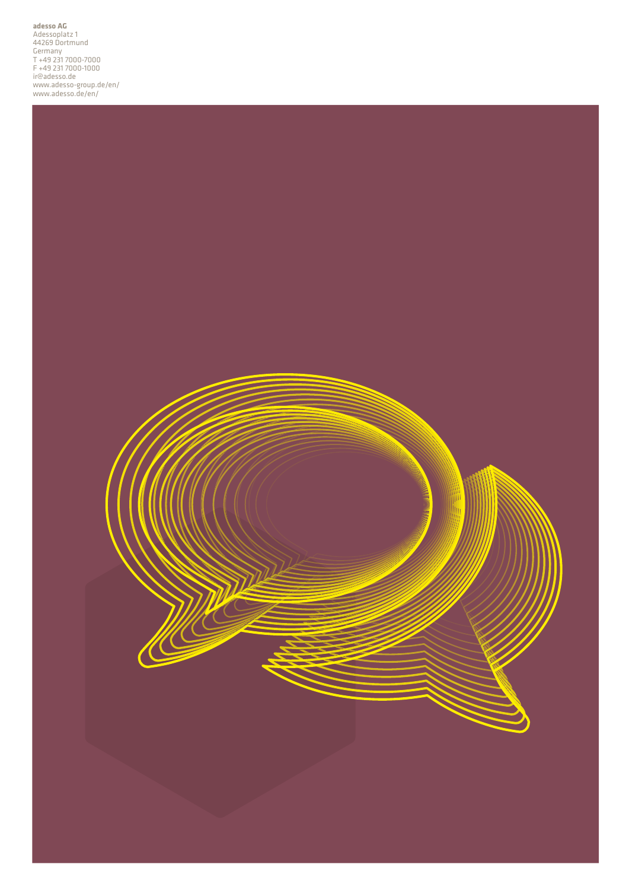**adesso AG**
Adessoplatz 1
44269 Dortmund
Germany
T +49 231 7000-7000
F +49 231 7000-1000
ir@adesso.de
www.adesso-group.de/en/
www.adesso.de/en/